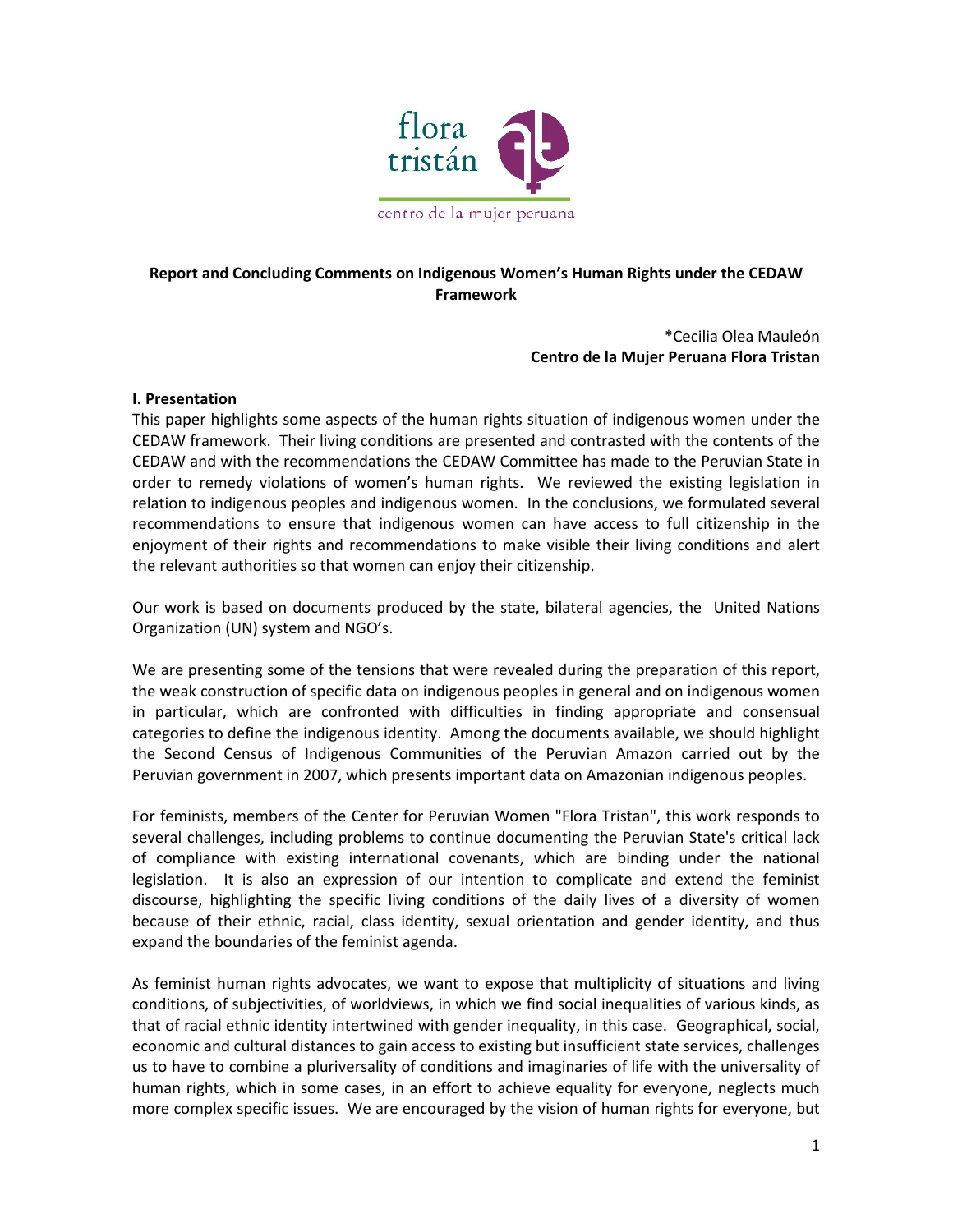flora tristán

centro de la mujer peruana

**Report and Concluding Comments on Indigenous Women's Human Rights under the CEDAW Framework**

*Cecilia Olea Mauleón
**Centro de la Mujer Peruana Flora Tristan**

## I. Presentation

This paper highlights some aspects of the human rights situation of indigenous women under the CEDAW framework. Their living conditions are presented and contrasted with the contents of the CEDAW and with the recommendations the CEDAW Committee has made to the Peruvian State in order to remedy violations of women's human rights. We reviewed the existing legislation in relation to indigenous peoples and indigenous women. In the conclusions, we formulated several recommendations to ensure that indigenous women can have access to full citizenship in the enjoyment of their rights and recommendations to make visible their living conditions and alert the relevant authorities so that women can enjoy their citizenship.

Our work is based on documents produced by the state, bilateral agencies, the United Nations Organization (UN) system and NGO's.

We are presenting some of the tensions that were revealed during the preparation of this report, the weak construction of specific data on indigenous peoples in general and on indigenous women in particular, which are confronted with difficulties in finding appropriate and consensual categories to define the indigenous identity. Among the documents available, we should highlight the Second Census of Indigenous Communities of the Peruvian Amazon carried out by the Peruvian government in 2007, which presents important data on Amazonian indigenous peoples.

For feminists, members of the Center for Peruvian Women "Flora Tristan", this work responds to several challenges, including problems to continue documenting the Peruvian State's critical lack of compliance with existing international covenants, which are binding under the national legislation. It is also an expression of our intention to complicate and extend the feminist discourse, highlighting the specific living conditions of the daily lives of a diversity of women because of their ethnic, racial, class identity, sexual orientation and gender identity, and thus expand the boundaries of the feminist agenda.

As feminist human rights advocates, we want to expose that multiplicity of situations and living conditions, of subjectivities, of worldviews, in which we find social inequalities of various kinds, as that of racial ethnic identity intertwined with gender inequality, in this case. Geographical, social, economic and cultural distances to gain access to existing but insufficient state services, challenges us to have to combine a pluriversality of conditions and imaginaries of life with the universality of human rights, which in some cases, in an effort to achieve equality for everyone, neglects much more complex specific issues. We are encouraged by the vision of human rights for everyone, but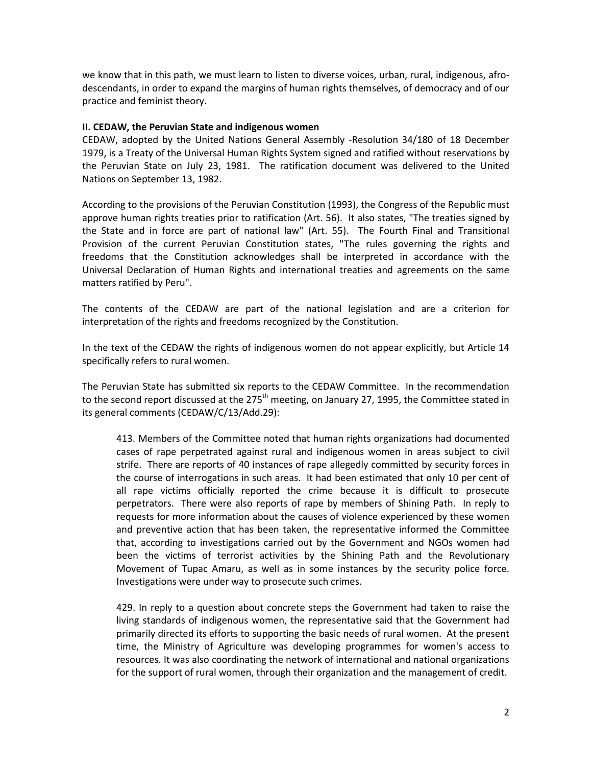we know that in this path, we must learn to listen to diverse voices, urban, rural, indigenous, afro-descendants, in order to expand the margins of human rights themselves, of democracy and of our practice and feminist theory.

## II. CEDAW, the Peruvian State and indigenous women

CEDAW, adopted by the United Nations General Assembly -Resolution 34/180 of 18 December 1979, is a Treaty of the Universal Human Rights System signed and ratified without reservations by the Peruvian State on July 23, 1981. The ratification document was delivered to the United Nations on September 13, 1982.

According to the provisions of the Peruvian Constitution (1993), the Congress of the Republic must approve human rights treaties prior to ratification (Art. 56). It also states, "The treaties signed by the State and in force are part of national law" (Art. 55). The Fourth Final and Transitional Provision of the current Peruvian Constitution states, "The rules governing the rights and freedoms that the Constitution acknowledges shall be interpreted in accordance with the Universal Declaration of Human Rights and international treaties and agreements on the same matters ratified by Peru".

The contents of the CEDAW are part of the national legislation and are a criterion for interpretation of the rights and freedoms recognized by the Constitution.

In the text of the CEDAW the rights of indigenous women do not appear explicitly, but Article 14 specifically refers to rural women.

The Peruvian State has submitted six reports to the CEDAW Committee. In the recommendation to the second report discussed at the 275th meeting, on January 27, 1995, the Committee stated in its general comments (CEDAW/C/13/Add.29):

> 413. Members of the Committee noted that human rights organizations had documented cases of rape perpetrated against rural and indigenous women in areas subject to civil strife. There are reports of 40 instances of rape allegedly committed by security forces in the course of interrogations in such areas. It had been estimated that only 10 per cent of all rape victims officially reported the crime because it is difficult to prosecute perpetrators. There were also reports of rape by members of Shining Path. In reply to requests for more information about the causes of violence experienced by these women and preventive action that has been taken, the representative informed the Committee that, according to investigations carried out by the Government and NGOs women had been the victims of terrorist activities by the Shining Path and the Revolutionary Movement of Tupac Amaru, as well as in some instances by the security police force. Investigations were under way to prosecute such crimes.
>
> 429. In reply to a question about concrete steps the Government had taken to raise the living standards of indigenous women, the representative said that the Government had primarily directed its efforts to supporting the basic needs of rural women. At the present time, the Ministry of Agriculture was developing programmes for women's access to resources. It was also coordinating the network of international and national organizations for the support of rural women, through their organization and the management of credit.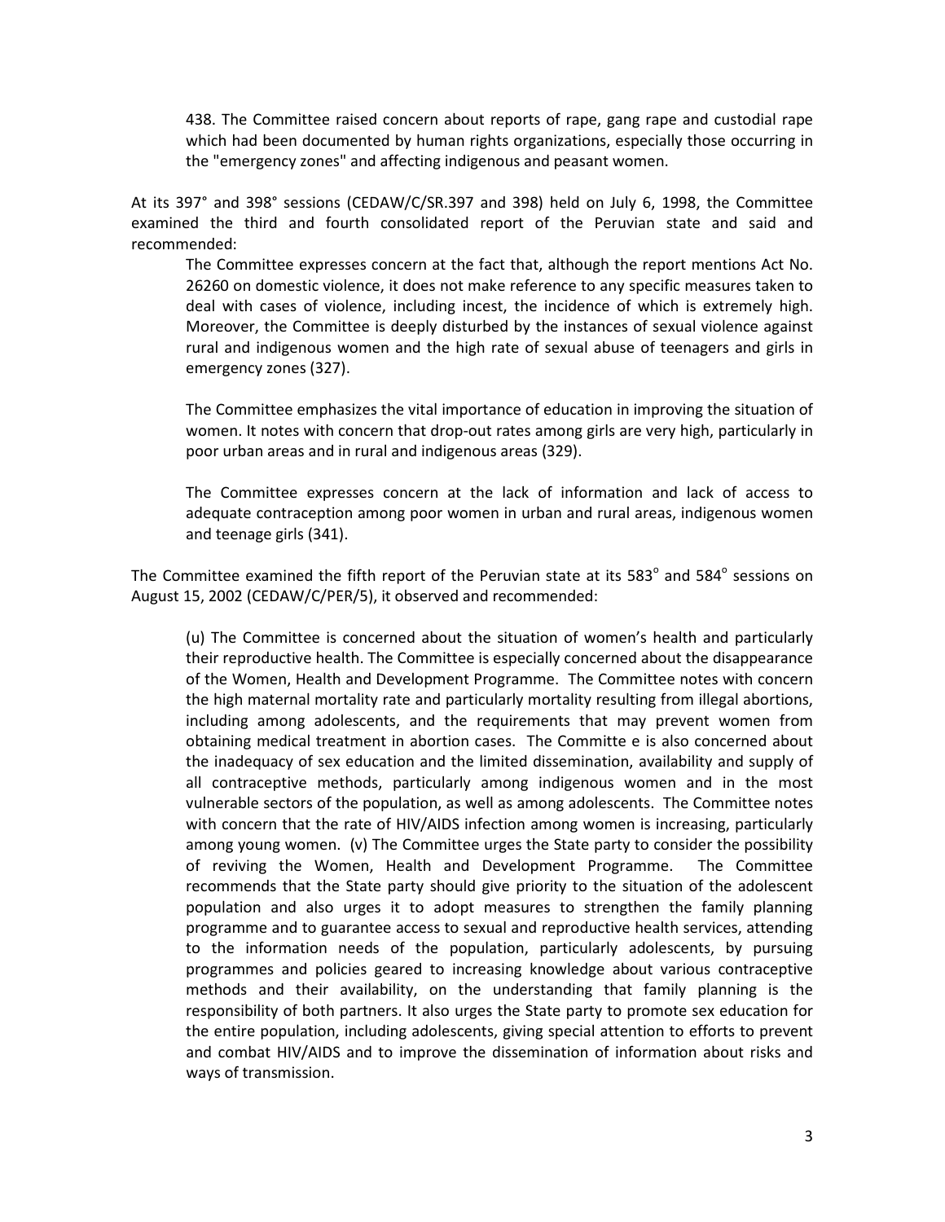> 438. The Committee raised concern about reports of rape, gang rape and custodial rape which had been documented by human rights organizations, especially those occurring in the "emergency zones" and affecting indigenous and peasant women.

At its 397° and 398° sessions (CEDAW/C/SR.397 and 398) held on July 6, 1998, the Committee examined the third and fourth consolidated report of the Peruvian state and said and recommended:

> The Committee expresses concern at the fact that, although the report mentions Act No. 26260 on domestic violence, it does not make reference to any specific measures taken to deal with cases of violence, including incest, the incidence of which is extremely high. Moreover, the Committee is deeply disturbed by the instances of sexual violence against rural and indigenous women and the high rate of sexual abuse of teenagers and girls in emergency zones (327).
>
> The Committee emphasizes the vital importance of education in improving the situation of women. It notes with concern that drop-out rates among girls are very high, particularly in poor urban areas and in rural and indigenous areas (329).
>
> The Committee expresses concern at the lack of information and lack of access to adequate contraception among poor women in urban and rural areas, indigenous women and teenage girls (341).

The Committee examined the fifth report of the Peruvian state at its 583° and 584° sessions on August 15, 2002 (CEDAW/C/PER/5), it observed and recommended:

> (u) The Committee is concerned about the situation of women's health and particularly their reproductive health. The Committee is especially concerned about the disappearance of the Women, Health and Development Programme. The Committee notes with concern the high maternal mortality rate and particularly mortality resulting from illegal abortions, including among adolescents, and the requirements that may prevent women from obtaining medical treatment in abortion cases. The Committe e is also concerned about the inadequacy of sex education and the limited dissemination, availability and supply of all contraceptive methods, particularly among indigenous women and in the most vulnerable sectors of the population, as well as among adolescents. The Committee notes with concern that the rate of HIV/AIDS infection among women is increasing, particularly among young women. (v) The Committee urges the State party to consider the possibility of reviving the Women, Health and Development Programme. The Committee recommends that the State party should give priority to the situation of the adolescent population and also urges it to adopt measures to strengthen the family planning programme and to guarantee access to sexual and reproductive health services, attending to the information needs of the population, particularly adolescents, by pursuing programmes and policies geared to increasing knowledge about various contraceptive methods and their availability, on the understanding that family planning is the responsibility of both partners. It also urges the State party to promote sex education for the entire population, including adolescents, giving special attention to efforts to prevent and combat HIV/AIDS and to improve the dissemination of information about risks and ways of transmission.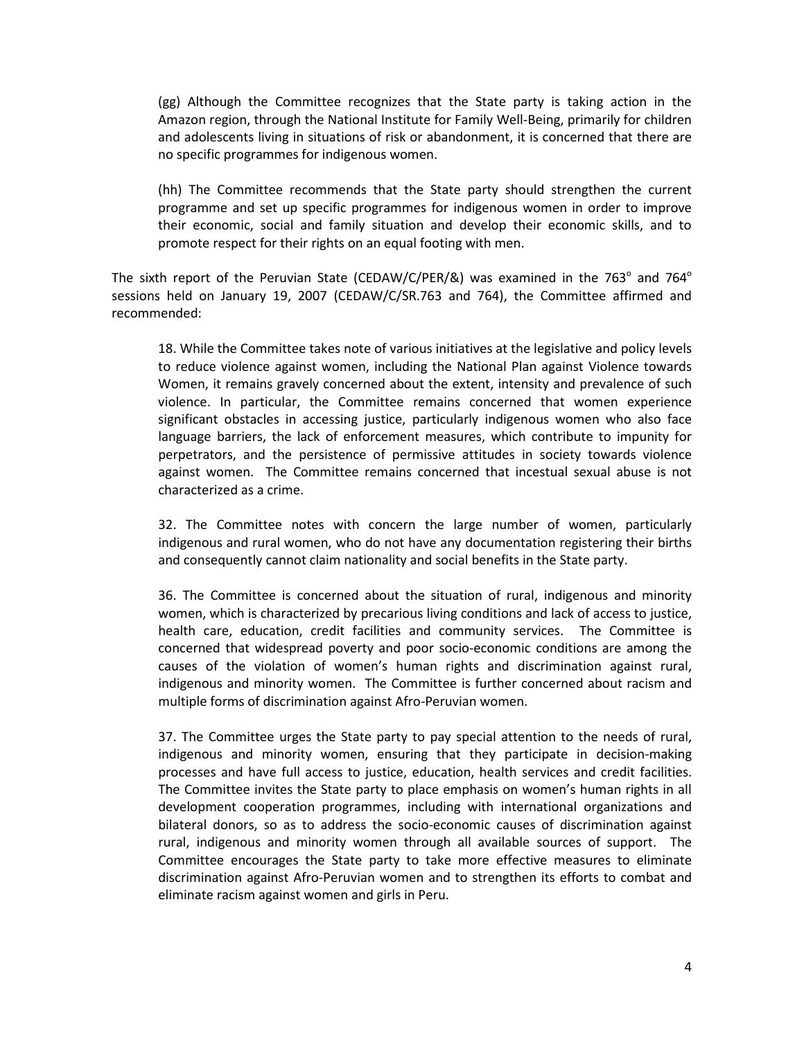(gg) Although the Committee recognizes that the State party is taking action in the Amazon region, through the National Institute for Family Well-Being, primarily for children and adolescents living in situations of risk or abandonment, it is concerned that there are no specific programmes for indigenous women.

(hh) The Committee recommends that the State party should strengthen the current programme and set up specific programmes for indigenous women in order to improve their economic, social and family situation and develop their economic skills, and to promote respect for their rights on an equal footing with men.

The sixth report of the Peruvian State (CEDAW/C/PER/&) was examined in the 763° and 764° sessions held on January 19, 2007 (CEDAW/C/SR.763 and 764), the Committee affirmed and recommended:

18. While the Committee takes note of various initiatives at the legislative and policy levels to reduce violence against women, including the National Plan against Violence towards Women, it remains gravely concerned about the extent, intensity and prevalence of such violence. In particular, the Committee remains concerned that women experience significant obstacles in accessing justice, particularly indigenous women who also face language barriers, the lack of enforcement measures, which contribute to impunity for perpetrators, and the persistence of permissive attitudes in society towards violence against women. The Committee remains concerned that incestual sexual abuse is not characterized as a crime.

32. The Committee notes with concern the large number of women, particularly indigenous and rural women, who do not have any documentation registering their births and consequently cannot claim nationality and social benefits in the State party.

36. The Committee is concerned about the situation of rural, indigenous and minority women, which is characterized by precarious living conditions and lack of access to justice, health care, education, credit facilities and community services. The Committee is concerned that widespread poverty and poor socio-economic conditions are among the causes of the violation of women's human rights and discrimination against rural, indigenous and minority women. The Committee is further concerned about racism and multiple forms of discrimination against Afro-Peruvian women.

37. The Committee urges the State party to pay special attention to the needs of rural, indigenous and minority women, ensuring that they participate in decision-making processes and have full access to justice, education, health services and credit facilities. The Committee invites the State party to place emphasis on women's human rights in all development cooperation programmes, including with international organizations and bilateral donors, so as to address the socio-economic causes of discrimination against rural, indigenous and minority women through all available sources of support. The Committee encourages the State party to take more effective measures to eliminate discrimination against Afro-Peruvian women and to strengthen its efforts to combat and eliminate racism against women and girls in Peru.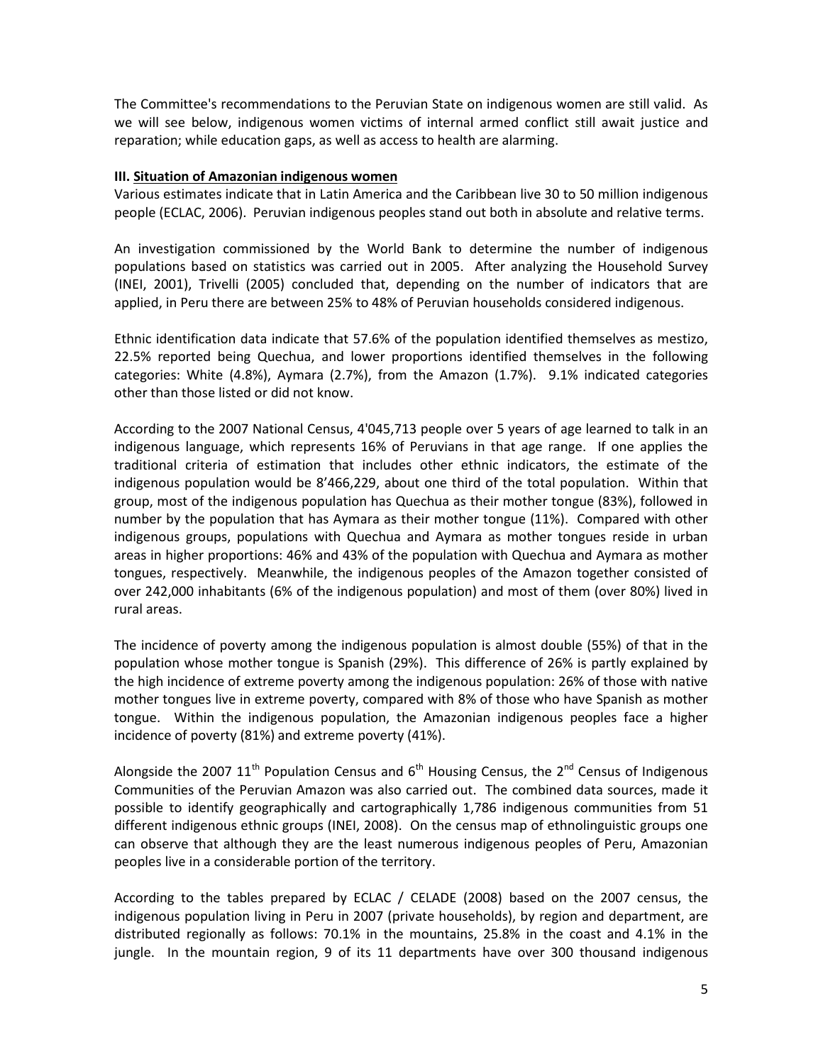The Committee's recommendations to the Peruvian State on indigenous women are still valid. As we will see below, indigenous women victims of internal armed conflict still await justice and reparation; while education gaps, as well as access to health are alarming.

### III. <u>Situation of Amazonian indigenous women</u>

Various estimates indicate that in Latin America and the Caribbean live 30 to 50 million indigenous people (ECLAC, 2006). Peruvian indigenous peoples stand out both in absolute and relative terms.

An investigation commissioned by the World Bank to determine the number of indigenous populations based on statistics was carried out in 2005. After analyzing the Household Survey (INEI, 2001), Trivelli (2005) concluded that, depending on the number of indicators that are applied, in Peru there are between 25% to 48% of Peruvian households considered indigenous.

Ethnic identification data indicate that 57.6% of the population identified themselves as mestizo, 22.5% reported being Quechua, and lower proportions identified themselves in the following categories: White (4.8%), Aymara (2.7%), from the Amazon (1.7%). 9.1% indicated categories other than those listed or did not know.

According to the 2007 National Census, 4'045,713 people over 5 years of age learned to talk in an indigenous language, which represents 16% of Peruvians in that age range. If one applies the traditional criteria of estimation that includes other ethnic indicators, the estimate of the indigenous population would be 8'466,229, about one third of the total population. Within that group, most of the indigenous population has Quechua as their mother tongue (83%), followed in number by the population that has Aymara as their mother tongue (11%). Compared with other indigenous groups, populations with Quechua and Aymara as mother tongues reside in urban areas in higher proportions: 46% and 43% of the population with Quechua and Aymara as mother tongues, respectively. Meanwhile, the indigenous peoples of the Amazon together consisted of over 242,000 inhabitants (6% of the indigenous population) and most of them (over 80%) lived in rural areas.

The incidence of poverty among the indigenous population is almost double (55%) of that in the population whose mother tongue is Spanish (29%). This difference of 26% is partly explained by the high incidence of extreme poverty among the indigenous population: 26% of those with native mother tongues live in extreme poverty, compared with 8% of those who have Spanish as mother tongue. Within the indigenous population, the Amazonian indigenous peoples face a higher incidence of poverty (81%) and extreme poverty (41%).

Alongside the 2007 11th Population Census and 6th Housing Census, the 2nd Census of Indigenous Communities of the Peruvian Amazon was also carried out. The combined data sources, made it possible to identify geographically and cartographically 1,786 indigenous communities from 51 different indigenous ethnic groups (INEI, 2008). On the census map of ethnolinguistic groups one can observe that although they are the least numerous indigenous peoples of Peru, Amazonian peoples live in a considerable portion of the territory.

According to the tables prepared by ECLAC / CELADE (2008) based on the 2007 census, the indigenous population living in Peru in 2007 (private households), by region and department, are distributed regionally as follows: 70.1% in the mountains, 25.8% in the coast and 4.1% in the jungle. In the mountain region, 9 of its 11 departments have over 300 thousand indigenous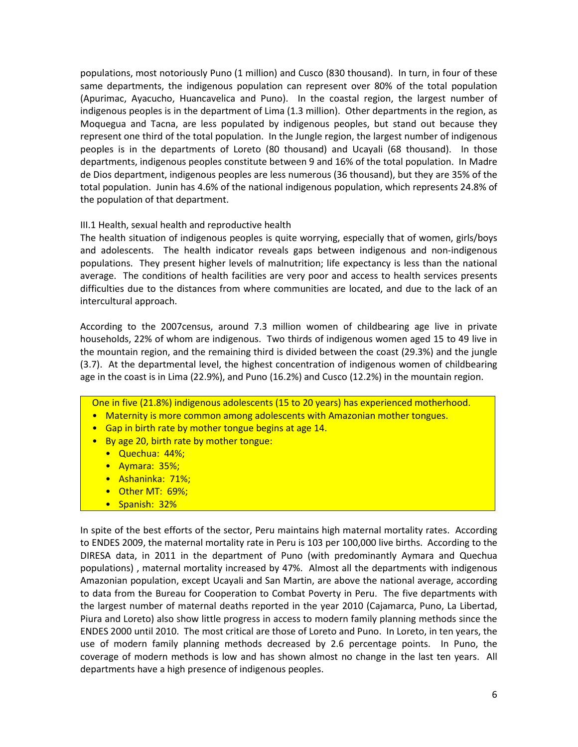populations, most notoriously Puno (1 million) and Cusco (830 thousand). In turn, in four of these same departments, the indigenous population can represent over 80% of the total population (Apurimac, Ayacucho, Huancavelica and Puno). In the coastal region, the largest number of indigenous peoples is in the department of Lima (1.3 million). Other departments in the region, as Moquegua and Tacna, are less populated by indigenous peoples, but stand out because they represent one third of the total population. In the Jungle region, the largest number of indigenous peoples is in the departments of Loreto (80 thousand) and Ucayali (68 thousand). In those departments, indigenous peoples constitute between 9 and 16% of the total population. In Madre de Dios department, indigenous peoples are less numerous (36 thousand), but they are 35% of the total population. Junin has 4.6% of the national indigenous population, which represents 24.8% of the population of that department.

### III.1 Health, sexual health and reproductive health

The health situation of indigenous peoples is quite worrying, especially that of women, girls/boys and adolescents. The health indicator reveals gaps between indigenous and non-indigenous populations. They present higher levels of malnutrition; life expectancy is less than the national average. The conditions of health facilities are very poor and access to health services presents difficulties due to the distances from where communities are located, and due to the lack of an intercultural approach.

According to the 2007census, around 7.3 million women of childbearing age live in private households, 22% of whom are indigenous. Two thirds of indigenous women aged 15 to 49 live in the mountain region, and the remaining third is divided between the coast (29.3%) and the jungle (3.7). At the departmental level, the highest concentration of indigenous women of childbearing age in the coast is in Lima (22.9%), and Puno (16.2%) and Cusco (12.2%) in the mountain region.

One in five (21.8%) indigenous adolescents (15 to 20 years) has experienced motherhood.

- Maternity is more common among adolescents with Amazonian mother tongues.
- Gap in birth rate by mother tongue begins at age 14.
- By age 20, birth rate by mother tongue:
  - Quechua: 44%;
  - Aymara: 35%;
  - Ashaninka: 71%;
  - Other MT: 69%;
  - Spanish: 32%

In spite of the best efforts of the sector, Peru maintains high maternal mortality rates. According to ENDES 2009, the maternal mortality rate in Peru is 103 per 100,000 live births. According to the DIRESA data, in 2011 in the department of Puno (with predominantly Aymara and Quechua populations) , maternal mortality increased by 47%. Almost all the departments with indigenous Amazonian population, except Ucayali and San Martin, are above the national average, according to data from the Bureau for Cooperation to Combat Poverty in Peru. The five departments with the largest number of maternal deaths reported in the year 2010 (Cajamarca, Puno, La Libertad, Piura and Loreto) also show little progress in access to modern family planning methods since the ENDES 2000 until 2010. The most critical are those of Loreto and Puno. In Loreto, in ten years, the use of modern family planning methods decreased by 2.6 percentage points. In Puno, the coverage of modern methods is low and has shown almost no change in the last ten years. All departments have a high presence of indigenous peoples.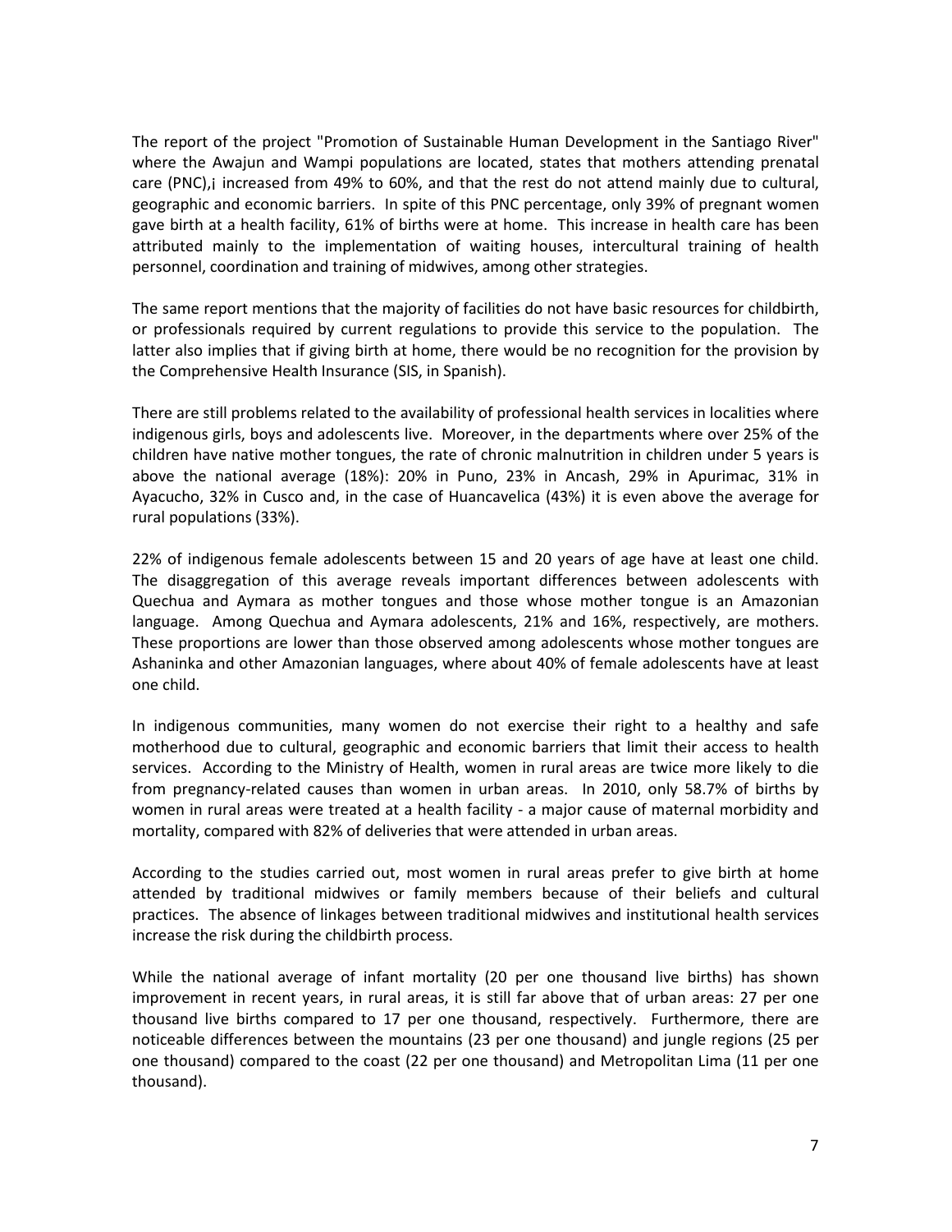The report of the project "Promotion of Sustainable Human Development in the Santiago River" where the Awajun and Wampi populations are located, states that mothers attending prenatal care (PNC),¡ increased from 49% to 60%, and that the rest do not attend mainly due to cultural, geographic and economic barriers. In spite of this PNC percentage, only 39% of pregnant women gave birth at a health facility, 61% of births were at home. This increase in health care has been attributed mainly to the implementation of waiting houses, intercultural training of health personnel, coordination and training of midwives, among other strategies.

The same report mentions that the majority of facilities do not have basic resources for childbirth, or professionals required by current regulations to provide this service to the population. The latter also implies that if giving birth at home, there would be no recognition for the provision by the Comprehensive Health Insurance (SIS, in Spanish).

There are still problems related to the availability of professional health services in localities where indigenous girls, boys and adolescents live. Moreover, in the departments where over 25% of the children have native mother tongues, the rate of chronic malnutrition in children under 5 years is above the national average (18%): 20% in Puno, 23% in Ancash, 29% in Apurimac, 31% in Ayacucho, 32% in Cusco and, in the case of Huancavelica (43%) it is even above the average for rural populations (33%).

22% of indigenous female adolescents between 15 and 20 years of age have at least one child. The disaggregation of this average reveals important differences between adolescents with Quechua and Aymara as mother tongues and those whose mother tongue is an Amazonian language. Among Quechua and Aymara adolescents, 21% and 16%, respectively, are mothers. These proportions are lower than those observed among adolescents whose mother tongues are Ashaninka and other Amazonian languages, where about 40% of female adolescents have at least one child.

In indigenous communities, many women do not exercise their right to a healthy and safe motherhood due to cultural, geographic and economic barriers that limit their access to health services. According to the Ministry of Health, women in rural areas are twice more likely to die from pregnancy-related causes than women in urban areas. In 2010, only 58.7% of births by women in rural areas were treated at a health facility - a major cause of maternal morbidity and mortality, compared with 82% of deliveries that were attended in urban areas.

According to the studies carried out, most women in rural areas prefer to give birth at home attended by traditional midwives or family members because of their beliefs and cultural practices. The absence of linkages between traditional midwives and institutional health services increase the risk during the childbirth process.

While the national average of infant mortality (20 per one thousand live births) has shown improvement in recent years, in rural areas, it is still far above that of urban areas: 27 per one thousand live births compared to 17 per one thousand, respectively. Furthermore, there are noticeable differences between the mountains (23 per one thousand) and jungle regions (25 per one thousand) compared to the coast (22 per one thousand) and Metropolitan Lima (11 per one thousand).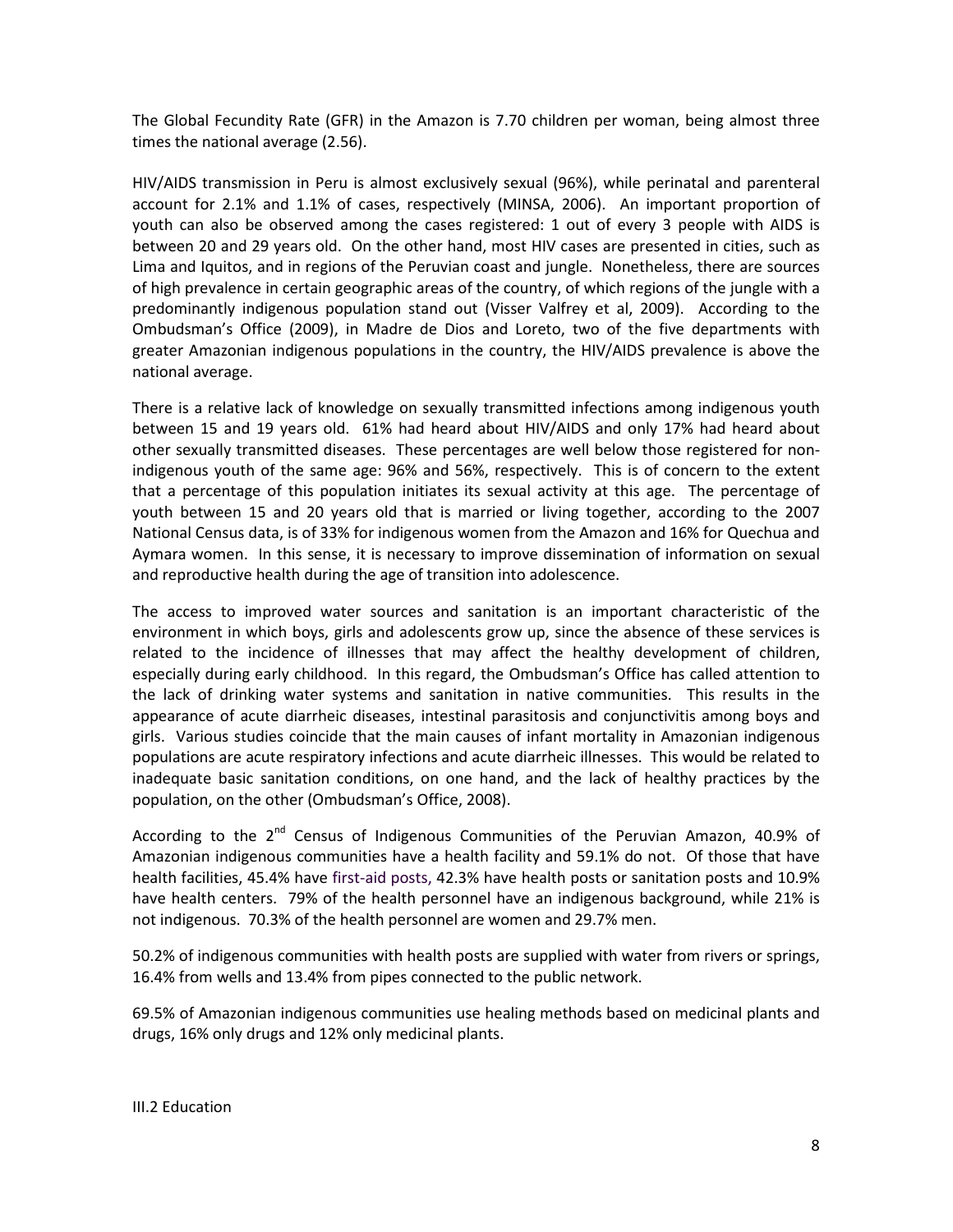The Global Fecundity Rate (GFR) in the Amazon is 7.70 children per woman, being almost three times the national average (2.56).

HIV/AIDS transmission in Peru is almost exclusively sexual (96%), while perinatal and parenteral account for 2.1% and 1.1% of cases, respectively (MINSA, 2006). An important proportion of youth can also be observed among the cases registered: 1 out of every 3 people with AIDS is between 20 and 29 years old. On the other hand, most HIV cases are presented in cities, such as Lima and Iquitos, and in regions of the Peruvian coast and jungle. Nonetheless, there are sources of high prevalence in certain geographic areas of the country, of which regions of the jungle with a predominantly indigenous population stand out (Visser Valfrey et al, 2009). According to the Ombudsman's Office (2009), in Madre de Dios and Loreto, two of the five departments with greater Amazonian indigenous populations in the country, the HIV/AIDS prevalence is above the national average.

There is a relative lack of knowledge on sexually transmitted infections among indigenous youth between 15 and 19 years old. 61% had heard about HIV/AIDS and only 17% had heard about other sexually transmitted diseases. These percentages are well below those registered for non-indigenous youth of the same age: 96% and 56%, respectively. This is of concern to the extent that a percentage of this population initiates its sexual activity at this age. The percentage of youth between 15 and 20 years old that is married or living together, according to the 2007 National Census data, is of 33% for indigenous women from the Amazon and 16% for Quechua and Aymara women. In this sense, it is necessary to improve dissemination of information on sexual and reproductive health during the age of transition into adolescence.

The access to improved water sources and sanitation is an important characteristic of the environment in which boys, girls and adolescents grow up, since the absence of these services is related to the incidence of illnesses that may affect the healthy development of children, especially during early childhood. In this regard, the Ombudsman's Office has called attention to the lack of drinking water systems and sanitation in native communities. This results in the appearance of acute diarrheic diseases, intestinal parasitosis and conjunctivitis among boys and girls. Various studies coincide that the main causes of infant mortality in Amazonian indigenous populations are acute respiratory infections and acute diarrheic illnesses. This would be related to inadequate basic sanitation conditions, on one hand, and the lack of healthy practices by the population, on the other (Ombudsman's Office, 2008).

According to the 2nd Census of Indigenous Communities of the Peruvian Amazon, 40.9% of Amazonian indigenous communities have a health facility and 59.1% do not. Of those that have health facilities, 45.4% have first-aid posts, 42.3% have health posts or sanitation posts and 10.9% have health centers. 79% of the health personnel have an indigenous background, while 21% is not indigenous. 70.3% of the health personnel are women and 29.7% men.

50.2% of indigenous communities with health posts are supplied with water from rivers or springs, 16.4% from wells and 13.4% from pipes connected to the public network.

69.5% of Amazonian indigenous communities use healing methods based on medicinal plants and drugs, 16% only drugs and 12% only medicinal plants.

### III.2 Education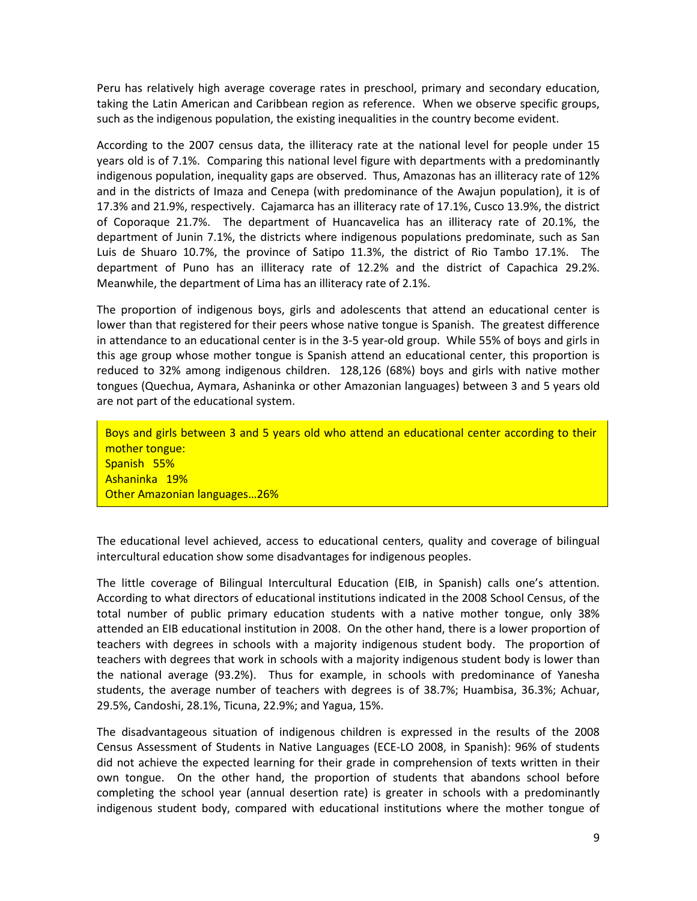Peru has relatively high average coverage rates in preschool, primary and secondary education, taking the Latin American and Caribbean region as reference. When we observe specific groups, such as the indigenous population, the existing inequalities in the country become evident.

According to the 2007 census data, the illiteracy rate at the national level for people under 15 years old is of 7.1%. Comparing this national level figure with departments with a predominantly indigenous population, inequality gaps are observed. Thus, Amazonas has an illiteracy rate of 12% and in the districts of Imaza and Cenepa (with predominance of the Awajun population), it is of 17.3% and 21.9%, respectively. Cajamarca has an illiteracy rate of 17.1%, Cusco 13.9%, the district of Coporaque 21.7%. The department of Huancavelica has an illiteracy rate of 20.1%, the department of Junin 7.1%, the districts where indigenous populations predominate, such as San Luis de Shuaro 10.7%, the province of Satipo 11.3%, the district of Rio Tambo 17.1%. The department of Puno has an illiteracy rate of 12.2% and the district of Capachica 29.2%. Meanwhile, the department of Lima has an illiteracy rate of 2.1%.

The proportion of indigenous boys, girls and adolescents that attend an educational center is lower than that registered for their peers whose native tongue is Spanish. The greatest difference in attendance to an educational center is in the 3-5 year-old group. While 55% of boys and girls in this age group whose mother tongue is Spanish attend an educational center, this proportion is reduced to 32% among indigenous children. 128,126 (68%) boys and girls with native mother tongues (Quechua, Aymara, Ashaninka or other Amazonian languages) between 3 and 5 years old are not part of the educational system.

> Boys and girls between 3 and 5 years old who attend an educational center according to their mother tongue:
> Spanish 55%
> Ashaninka 19%
> Other Amazonian languages…26%

The educational level achieved, access to educational centers, quality and coverage of bilingual intercultural education show some disadvantages for indigenous peoples.

The little coverage of Bilingual Intercultural Education (EIB, in Spanish) calls one's attention. According to what directors of educational institutions indicated in the 2008 School Census, of the total number of public primary education students with a native mother tongue, only 38% attended an EIB educational institution in 2008. On the other hand, there is a lower proportion of teachers with degrees in schools with a majority indigenous student body. The proportion of teachers with degrees that work in schools with a majority indigenous student body is lower than the national average (93.2%). Thus for example, in schools with predominance of Yanesha students, the average number of teachers with degrees is of 38.7%; Huambisa, 36.3%; Achuar, 29.5%, Candoshi, 28.1%, Ticuna, 22.9%; and Yagua, 15%.

The disadvantageous situation of indigenous children is expressed in the results of the 2008 Census Assessment of Students in Native Languages (ECE-LO 2008, in Spanish): 96% of students did not achieve the expected learning for their grade in comprehension of texts written in their own tongue. On the other hand, the proportion of students that abandons school before completing the school year (annual desertion rate) is greater in schools with a predominantly indigenous student body, compared with educational institutions where the mother tongue of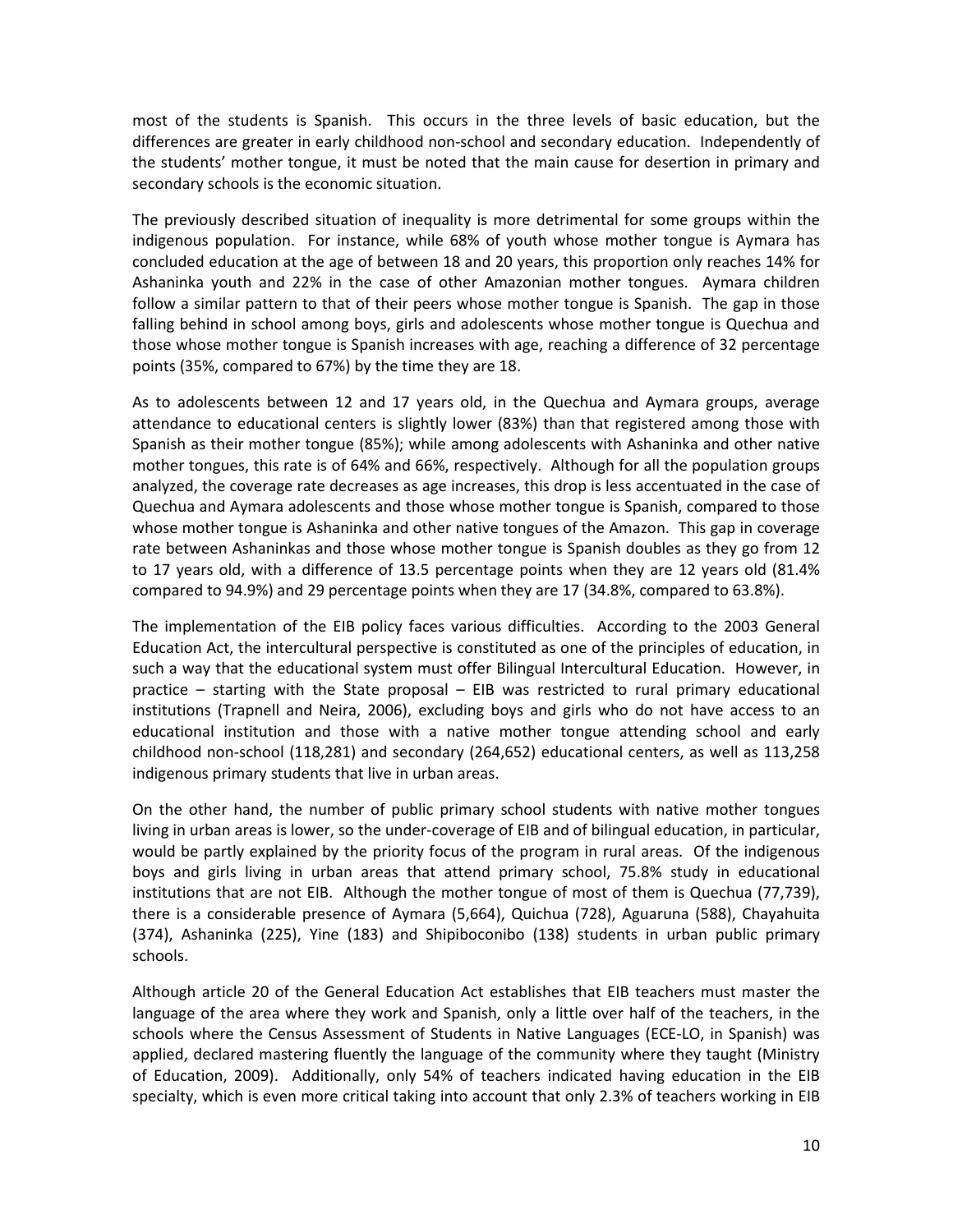most of the students is Spanish. This occurs in the three levels of basic education, but the differences are greater in early childhood non-school and secondary education. Independently of the students' mother tongue, it must be noted that the main cause for desertion in primary and secondary schools is the economic situation.

The previously described situation of inequality is more detrimental for some groups within the indigenous population. For instance, while 68% of youth whose mother tongue is Aymara has concluded education at the age of between 18 and 20 years, this proportion only reaches 14% for Ashaninka youth and 22% in the case of other Amazonian mother tongues. Aymara children follow a similar pattern to that of their peers whose mother tongue is Spanish. The gap in those falling behind in school among boys, girls and adolescents whose mother tongue is Quechua and those whose mother tongue is Spanish increases with age, reaching a difference of 32 percentage points (35%, compared to 67%) by the time they are 18.

As to adolescents between 12 and 17 years old, in the Quechua and Aymara groups, average attendance to educational centers is slightly lower (83%) than that registered among those with Spanish as their mother tongue (85%); while among adolescents with Ashaninka and other native mother tongues, this rate is of 64% and 66%, respectively. Although for all the population groups analyzed, the coverage rate decreases as age increases, this drop is less accentuated in the case of Quechua and Aymara adolescents and those whose mother tongue is Spanish, compared to those whose mother tongue is Ashaninka and other native tongues of the Amazon. This gap in coverage rate between Ashaninkas and those whose mother tongue is Spanish doubles as they go from 12 to 17 years old, with a difference of 13.5 percentage points when they are 12 years old (81.4% compared to 94.9%) and 29 percentage points when they are 17 (34.8%, compared to 63.8%).

The implementation of the EIB policy faces various difficulties. According to the 2003 General Education Act, the intercultural perspective is constituted as one of the principles of education, in such a way that the educational system must offer Bilingual Intercultural Education. However, in practice – starting with the State proposal – EIB was restricted to rural primary educational institutions (Trapnell and Neira, 2006), excluding boys and girls who do not have access to an educational institution and those with a native mother tongue attending school and early childhood non-school (118,281) and secondary (264,652) educational centers, as well as 113,258 indigenous primary students that live in urban areas.

On the other hand, the number of public primary school students with native mother tongues living in urban areas is lower, so the under-coverage of EIB and of bilingual education, in particular, would be partly explained by the priority focus of the program in rural areas. Of the indigenous boys and girls living in urban areas that attend primary school, 75.8% study in educational institutions that are not EIB. Although the mother tongue of most of them is Quechua (77,739), there is a considerable presence of Aymara (5,664), Quichua (728), Aguaruna (588), Chayahuita (374), Ashaninka (225), Yine (183) and Shipiboconibo (138) students in urban public primary schools.

Although article 20 of the General Education Act establishes that EIB teachers must master the language of the area where they work and Spanish, only a little over half of the teachers, in the schools where the Census Assessment of Students in Native Languages (ECE-LO, in Spanish) was applied, declared mastering fluently the language of the community where they taught (Ministry of Education, 2009). Additionally, only 54% of teachers indicated having education in the EIB specialty, which is even more critical taking into account that only 2.3% of teachers working in EIB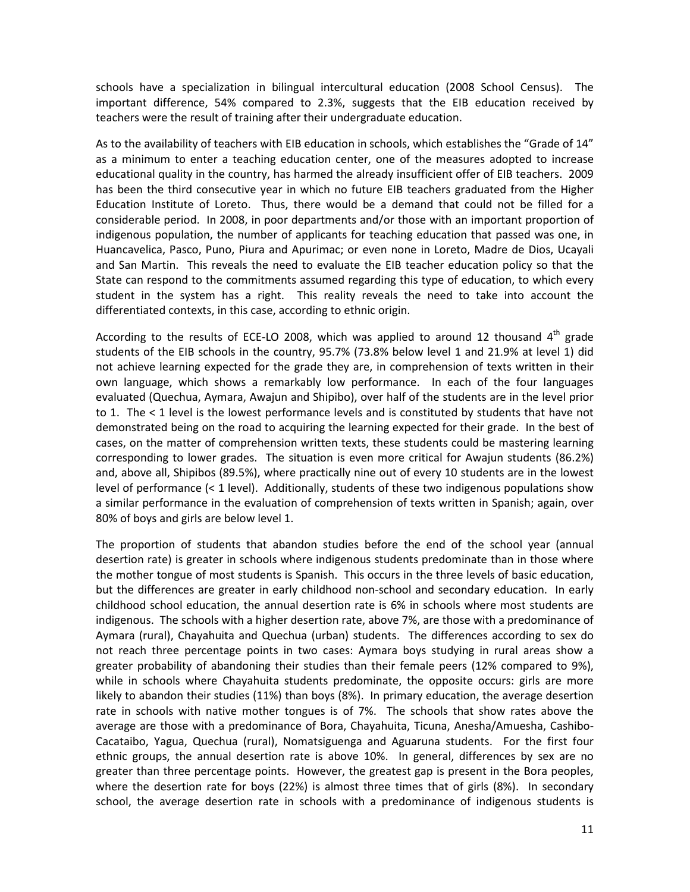schools have a specialization in bilingual intercultural education (2008 School Census). The important difference, 54% compared to 2.3%, suggests that the EIB education received by teachers were the result of training after their undergraduate education.

As to the availability of teachers with EIB education in schools, which establishes the "Grade of 14" as a minimum to enter a teaching education center, one of the measures adopted to increase educational quality in the country, has harmed the already insufficient offer of EIB teachers. 2009 has been the third consecutive year in which no future EIB teachers graduated from the Higher Education Institute of Loreto. Thus, there would be a demand that could not be filled for a considerable period. In 2008, in poor departments and/or those with an important proportion of indigenous population, the number of applicants for teaching education that passed was one, in Huancavelica, Pasco, Puno, Piura and Apurimac; or even none in Loreto, Madre de Dios, Ucayali and San Martin. This reveals the need to evaluate the EIB teacher education policy so that the State can respond to the commitments assumed regarding this type of education, to which every student in the system has a right. This reality reveals the need to take into account the differentiated contexts, in this case, according to ethnic origin.

According to the results of ECE-LO 2008, which was applied to around 12 thousand 4th grade students of the EIB schools in the country, 95.7% (73.8% below level 1 and 21.9% at level 1) did not achieve learning expected for the grade they are, in comprehension of texts written in their own language, which shows a remarkably low performance. In each of the four languages evaluated (Quechua, Aymara, Awajun and Shipibo), over half of the students are in the level prior to 1. The < 1 level is the lowest performance levels and is constituted by students that have not demonstrated being on the road to acquiring the learning expected for their grade. In the best of cases, on the matter of comprehension written texts, these students could be mastering learning corresponding to lower grades. The situation is even more critical for Awajun students (86.2%) and, above all, Shipibos (89.5%), where practically nine out of every 10 students are in the lowest level of performance (< 1 level). Additionally, students of these two indigenous populations show a similar performance in the evaluation of comprehension of texts written in Spanish; again, over 80% of boys and girls are below level 1.

The proportion of students that abandon studies before the end of the school year (annual desertion rate) is greater in schools where indigenous students predominate than in those where the mother tongue of most students is Spanish. This occurs in the three levels of basic education, but the differences are greater in early childhood non-school and secondary education. In early childhood school education, the annual desertion rate is 6% in schools where most students are indigenous. The schools with a higher desertion rate, above 7%, are those with a predominance of Aymara (rural), Chayahuita and Quechua (urban) students. The differences according to sex do not reach three percentage points in two cases: Aymara boys studying in rural areas show a greater probability of abandoning their studies than their female peers (12% compared to 9%), while in schools where Chayahuita students predominate, the opposite occurs: girls are more likely to abandon their studies (11%) than boys (8%). In primary education, the average desertion rate in schools with native mother tongues is of 7%. The schools that show rates above the average are those with a predominance of Bora, Chayahuita, Ticuna, Anesha/Amuesha, Cashibo-Cacataibo, Yagua, Quechua (rural), Nomatsiguenga and Aguaruna students. For the first four ethnic groups, the annual desertion rate is above 10%. In general, differences by sex are no greater than three percentage points. However, the greatest gap is present in the Bora peoples, where the desertion rate for boys (22%) is almost three times that of girls (8%). In secondary school, the average desertion rate in schools with a predominance of indigenous students is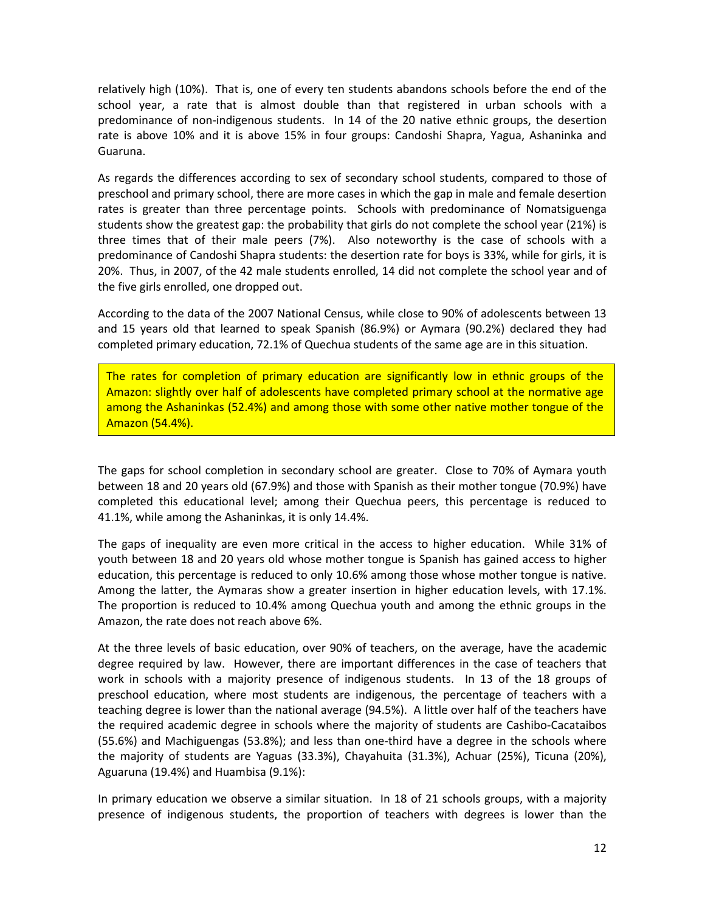relatively high (10%). That is, one of every ten students abandons schools before the end of the school year, a rate that is almost double than that registered in urban schools with a predominance of non-indigenous students. In 14 of the 20 native ethnic groups, the desertion rate is above 10% and it is above 15% in four groups: Candoshi Shapra, Yagua, Ashaninka and Guaruna.

As regards the differences according to sex of secondary school students, compared to those of preschool and primary school, there are more cases in which the gap in male and female desertion rates is greater than three percentage points. Schools with predominance of Nomatsiguenga students show the greatest gap: the probability that girls do not complete the school year (21%) is three times that of their male peers (7%). Also noteworthy is the case of schools with a predominance of Candoshi Shapra students: the desertion rate for boys is 33%, while for girls, it is 20%. Thus, in 2007, of the 42 male students enrolled, 14 did not complete the school year and of the five girls enrolled, one dropped out.

According to the data of the 2007 National Census, while close to 90% of adolescents between 13 and 15 years old that learned to speak Spanish (86.9%) or Aymara (90.2%) declared they had completed primary education, 72.1% of Quechua students of the same age are in this situation.

The rates for completion of primary education are significantly low in ethnic groups of the Amazon: slightly over half of adolescents have completed primary school at the normative age among the Ashaninkas (52.4%) and among those with some other native mother tongue of the Amazon (54.4%).

The gaps for school completion in secondary school are greater. Close to 70% of Aymara youth between 18 and 20 years old (67.9%) and those with Spanish as their mother tongue (70.9%) have completed this educational level; among their Quechua peers, this percentage is reduced to 41.1%, while among the Ashaninkas, it is only 14.4%.

The gaps of inequality are even more critical in the access to higher education. While 31% of youth between 18 and 20 years old whose mother tongue is Spanish has gained access to higher education, this percentage is reduced to only 10.6% among those whose mother tongue is native. Among the latter, the Aymaras show a greater insertion in higher education levels, with 17.1%. The proportion is reduced to 10.4% among Quechua youth and among the ethnic groups in the Amazon, the rate does not reach above 6%.

At the three levels of basic education, over 90% of teachers, on the average, have the academic degree required by law. However, there are important differences in the case of teachers that work in schools with a majority presence of indigenous students. In 13 of the 18 groups of preschool education, where most students are indigenous, the percentage of teachers with a teaching degree is lower than the national average (94.5%). A little over half of the teachers have the required academic degree in schools where the majority of students are Cashibo-Cacataibos (55.6%) and Machiguengas (53.8%); and less than one-third have a degree in the schools where the majority of students are Yaguas (33.3%), Chayahuita (31.3%), Achuar (25%), Ticuna (20%), Aguaruna (19.4%) and Huambisa (9.1%):

In primary education we observe a similar situation. In 18 of 21 schools groups, with a majority presence of indigenous students, the proportion of teachers with degrees is lower than the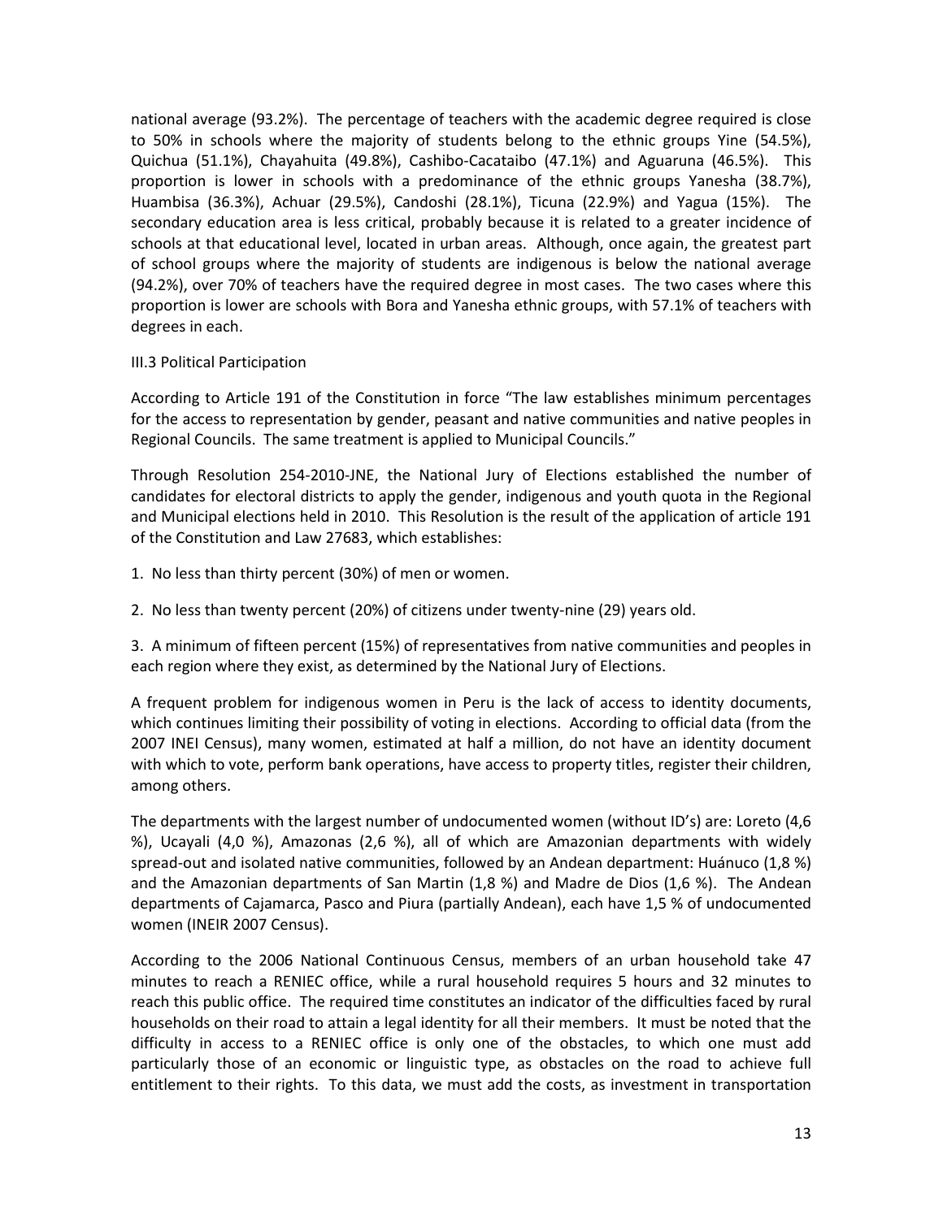national average (93.2%). The percentage of teachers with the academic degree required is close to 50% in schools where the majority of students belong to the ethnic groups Yine (54.5%), Quichua (51.1%), Chayahuita (49.8%), Cashibo-Cacataibo (47.1%) and Aguaruna (46.5%). This proportion is lower in schools with a predominance of the ethnic groups Yanesha (38.7%), Huambisa (36.3%), Achuar (29.5%), Candoshi (28.1%), Ticuna (22.9%) and Yagua (15%). The secondary education area is less critical, probably because it is related to a greater incidence of schools at that educational level, located in urban areas. Although, once again, the greatest part of school groups where the majority of students are indigenous is below the national average (94.2%), over 70% of teachers have the required degree in most cases. The two cases where this proportion is lower are schools with Bora and Yanesha ethnic groups, with 57.1% of teachers with degrees in each.

### III.3 Political Participation

According to Article 191 of the Constitution in force "The law establishes minimum percentages for the access to representation by gender, peasant and native communities and native peoples in Regional Councils. The same treatment is applied to Municipal Councils."

Through Resolution 254-2010-JNE, the National Jury of Elections established the number of candidates for electoral districts to apply the gender, indigenous and youth quota in the Regional and Municipal elections held in 2010. This Resolution is the result of the application of article 191 of the Constitution and Law 27683, which establishes:

1. No less than thirty percent (30%) of men or women.

2. No less than twenty percent (20%) of citizens under twenty-nine (29) years old.

3. A minimum of fifteen percent (15%) of representatives from native communities and peoples in each region where they exist, as determined by the National Jury of Elections.

A frequent problem for indigenous women in Peru is the lack of access to identity documents, which continues limiting their possibility of voting in elections. According to official data (from the 2007 INEI Census), many women, estimated at half a million, do not have an identity document with which to vote, perform bank operations, have access to property titles, register their children, among others.

The departments with the largest number of undocumented women (without ID's) are: Loreto (4,6 %), Ucayali (4,0 %), Amazonas (2,6 %), all of which are Amazonian departments with widely spread-out and isolated native communities, followed by an Andean department: Huánuco (1,8 %) and the Amazonian departments of San Martin (1,8 %) and Madre de Dios (1,6 %). The Andean departments of Cajamarca, Pasco and Piura (partially Andean), each have 1,5 % of undocumented women (INEIR 2007 Census).

According to the 2006 National Continuous Census, members of an urban household take 47 minutes to reach a RENIEC office, while a rural household requires 5 hours and 32 minutes to reach this public office. The required time constitutes an indicator of the difficulties faced by rural households on their road to attain a legal identity for all their members. It must be noted that the difficulty in access to a RENIEC office is only one of the obstacles, to which one must add particularly those of an economic or linguistic type, as obstacles on the road to achieve full entitlement to their rights. To this data, we must add the costs, as investment in transportation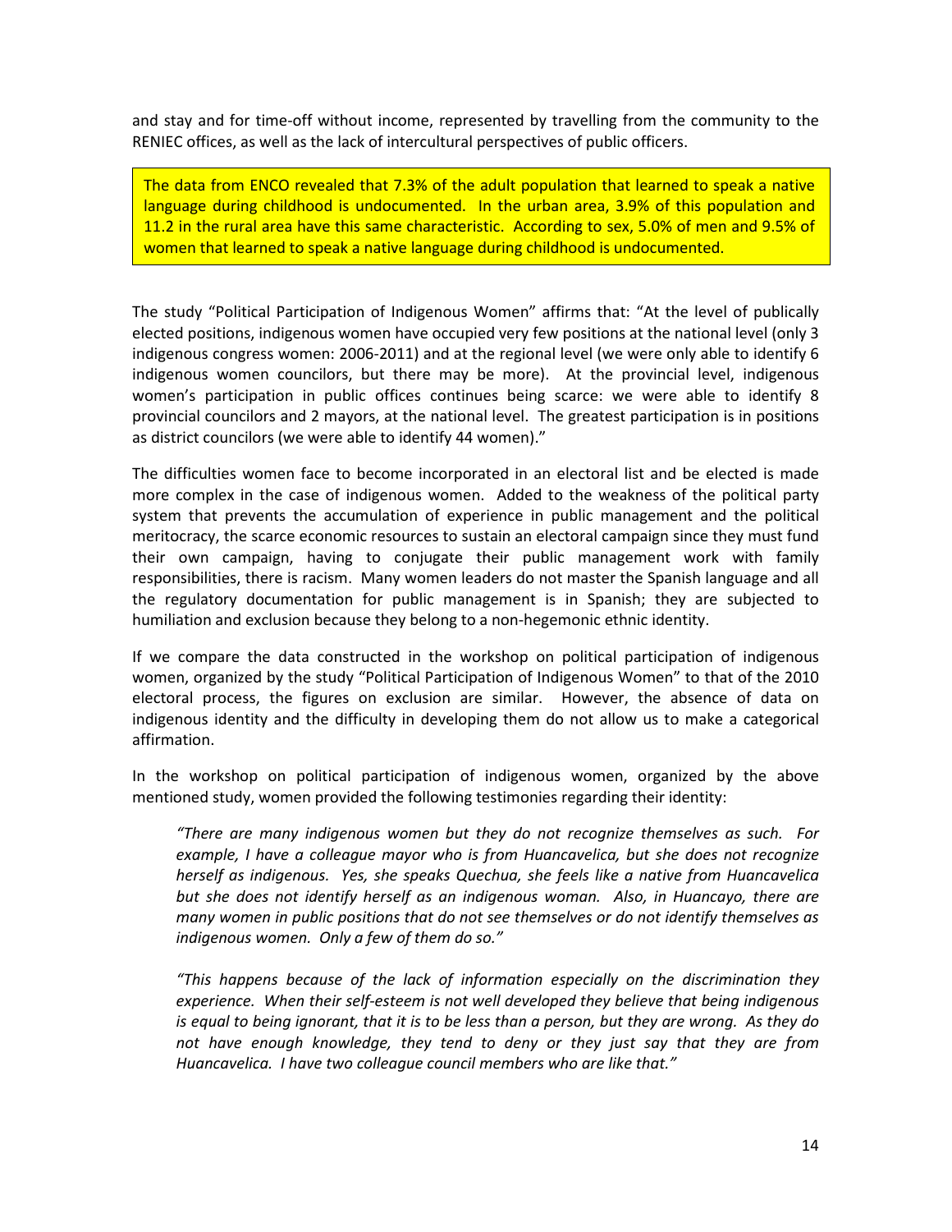and stay and for time-off without income, represented by travelling from the community to the RENIEC offices, as well as the lack of intercultural perspectives of public officers.

> The data from ENCO revealed that 7.3% of the adult population that learned to speak a native language during childhood is undocumented. In the urban area, 3.9% of this population and 11.2 in the rural area have this same characteristic. According to sex, 5.0% of men and 9.5% of women that learned to speak a native language during childhood is undocumented.

The study "Political Participation of Indigenous Women" affirms that: "At the level of publically elected positions, indigenous women have occupied very few positions at the national level (only 3 indigenous congress women: 2006-2011) and at the regional level (we were only able to identify 6 indigenous women councilors, but there may be more). At the provincial level, indigenous women's participation in public offices continues being scarce: we were able to identify 8 provincial councilors and 2 mayors, at the national level. The greatest participation is in positions as district councilors (we were able to identify 44 women)."

The difficulties women face to become incorporated in an electoral list and be elected is made more complex in the case of indigenous women. Added to the weakness of the political party system that prevents the accumulation of experience in public management and the political meritocracy, the scarce economic resources to sustain an electoral campaign since they must fund their own campaign, having to conjugate their public management work with family responsibilities, there is racism. Many women leaders do not master the Spanish language and all the regulatory documentation for public management is in Spanish; they are subjected to humiliation and exclusion because they belong to a non-hegemonic ethnic identity.

If we compare the data constructed in the workshop on political participation of indigenous women, organized by the study "Political Participation of Indigenous Women" to that of the 2010 electoral process, the figures on exclusion are similar. However, the absence of data on indigenous identity and the difficulty in developing them do not allow us to make a categorical affirmation.

In the workshop on political participation of indigenous women, organized by the above mentioned study, women provided the following testimonies regarding their identity:

> *"There are many indigenous women but they do not recognize themselves as such. For example, I have a colleague mayor who is from Huancavelica, but she does not recognize herself as indigenous. Yes, she speaks Quechua, she feels like a native from Huancavelica but she does not identify herself as an indigenous woman. Also, in Huancayo, there are many women in public positions that do not see themselves or do not identify themselves as indigenous women. Only a few of them do so."*

> *"This happens because of the lack of information especially on the discrimination they experience. When their self-esteem is not well developed they believe that being indigenous is equal to being ignorant, that it is to be less than a person, but they are wrong. As they do not have enough knowledge, they tend to deny or they just say that they are from Huancavelica. I have two colleague council members who are like that."*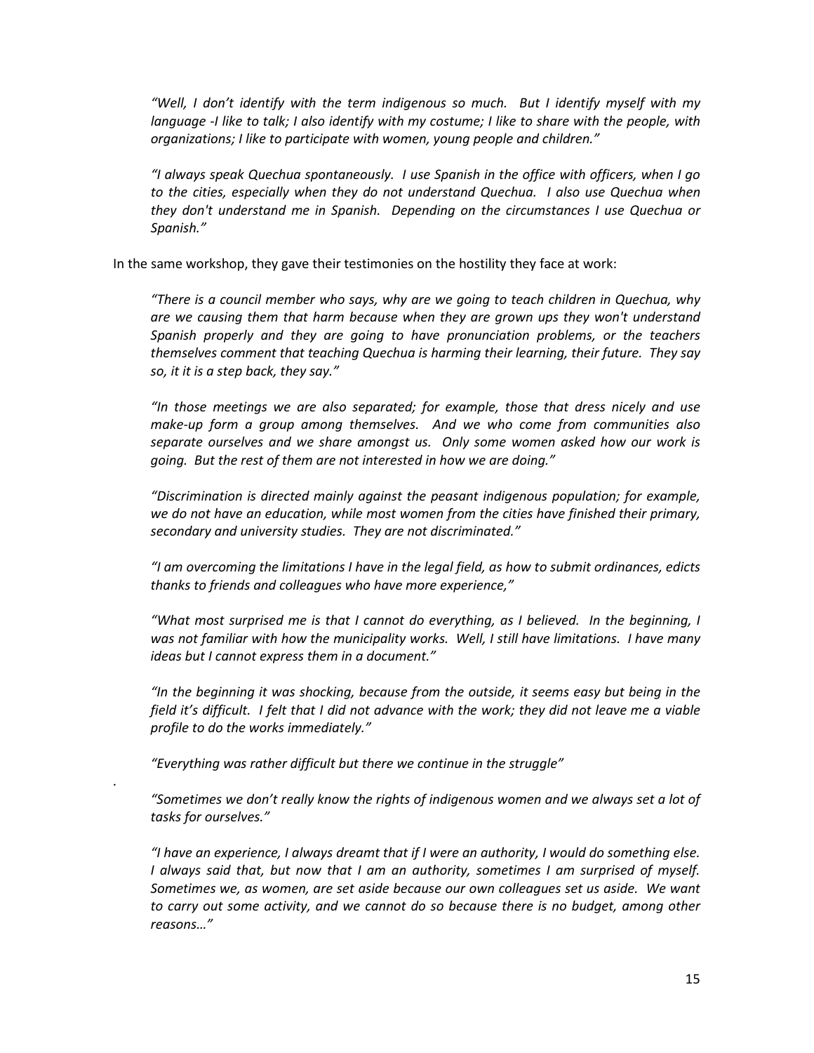*"Well, I don't identify with the term indigenous so much. But I identify myself with my language -I like to talk; I also identify with my costume; I like to share with the people, with organizations; I like to participate with women, young people and children."*

*"I always speak Quechua spontaneously. I use Spanish in the office with officers, when I go to the cities, especially when they do not understand Quechua. I also use Quechua when they don't understand me in Spanish. Depending on the circumstances I use Quechua or Spanish."*

In the same workshop, they gave their testimonies on the hostility they face at work:

*"There is a council member who says, why are we going to teach children in Quechua, why are we causing them that harm because when they are grown ups they won't understand Spanish properly and they are going to have pronunciation problems, or the teachers themselves comment that teaching Quechua is harming their learning, their future. They say so, it it is a step back, they say."*

*"In those meetings we are also separated; for example, those that dress nicely and use make-up form a group among themselves. And we who come from communities also separate ourselves and we share amongst us. Only some women asked how our work is going. But the rest of them are not interested in how we are doing."*

*"Discrimination is directed mainly against the peasant indigenous population; for example, we do not have an education, while most women from the cities have finished their primary, secondary and university studies. They are not discriminated."*

*"I am overcoming the limitations I have in the legal field, as how to submit ordinances, edicts thanks to friends and colleagues who have more experience,"*

*"What most surprised me is that I cannot do everything, as I believed. In the beginning, I was not familiar with how the municipality works. Well, I still have limitations. I have many ideas but I cannot express them in a document."*

*"In the beginning it was shocking, because from the outside, it seems easy but being in the field it's difficult. I felt that I did not advance with the work; they did not leave me a viable profile to do the works immediately."*

*"Everything was rather difficult but there we continue in the struggle"*

.

*"Sometimes we don't really know the rights of indigenous women and we always set a lot of tasks for ourselves."*

*"I have an experience, I always dreamt that if I were an authority, I would do something else. I always said that, but now that I am an authority, sometimes I am surprised of myself. Sometimes we, as women, are set aside because our own colleagues set us aside. We want to carry out some activity, and we cannot do so because there is no budget, among other reasons…"*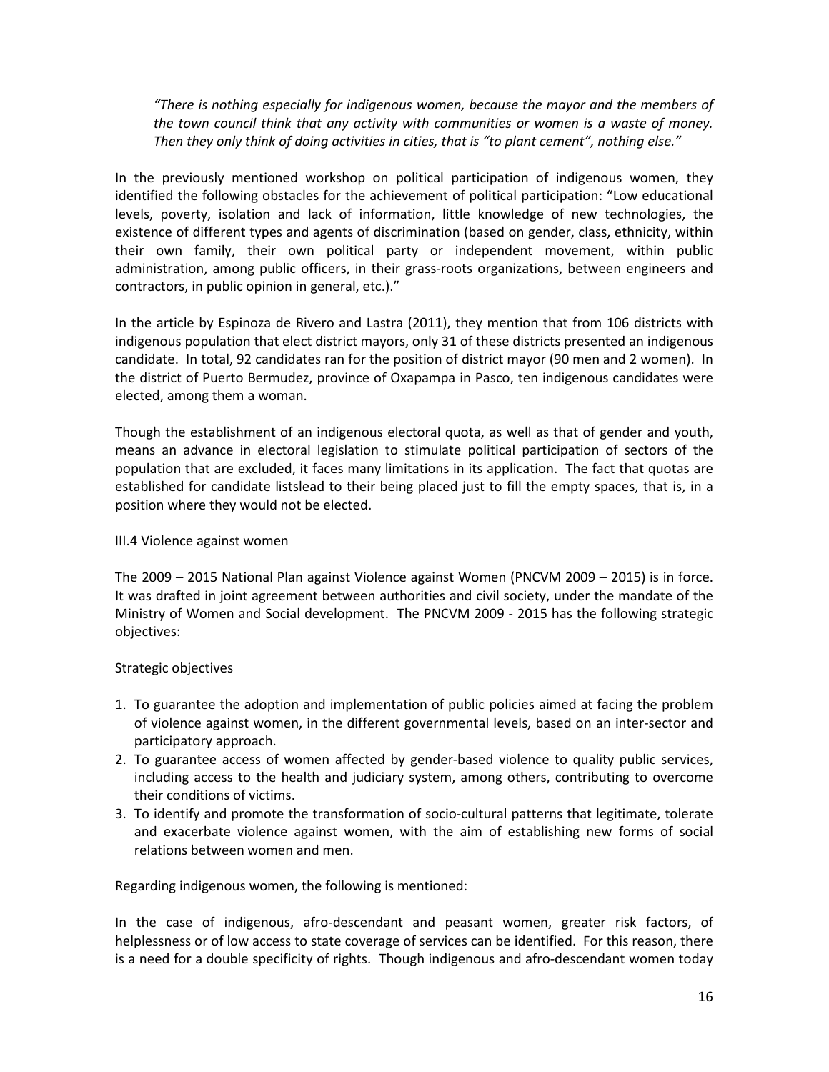*"There is nothing especially for indigenous women, because the mayor and the members of the town council think that any activity with communities or women is a waste of money. Then they only think of doing activities in cities, that is "to plant cement", nothing else."*

In the previously mentioned workshop on political participation of indigenous women, they identified the following obstacles for the achievement of political participation: "Low educational levels, poverty, isolation and lack of information, little knowledge of new technologies, the existence of different types and agents of discrimination (based on gender, class, ethnicity, within their own family, their own political party or independent movement, within public administration, among public officers, in their grass-roots organizations, between engineers and contractors, in public opinion in general, etc.)."

In the article by Espinoza de Rivero and Lastra (2011), they mention that from 106 districts with indigenous population that elect district mayors, only 31 of these districts presented an indigenous candidate. In total, 92 candidates ran for the position of district mayor (90 men and 2 women). In the district of Puerto Bermudez, province of Oxapampa in Pasco, ten indigenous candidates were elected, among them a woman.

Though the establishment of an indigenous electoral quota, as well as that of gender and youth, means an advance in electoral legislation to stimulate political participation of sectors of the population that are excluded, it faces many limitations in its application. The fact that quotas are established for candidate listslead to their being placed just to fill the empty spaces, that is, in a position where they would not be elected.

### III.4 Violence against women

The 2009 – 2015 National Plan against Violence against Women (PNCVM 2009 – 2015) is in force. It was drafted in joint agreement between authorities and civil society, under the mandate of the Ministry of Women and Social development. The PNCVM 2009 - 2015 has the following strategic objectives:

Strategic objectives

1. To guarantee the adoption and implementation of public policies aimed at facing the problem of violence against women, in the different governmental levels, based on an inter-sector and participatory approach.
2. To guarantee access of women affected by gender-based violence to quality public services, including access to the health and judiciary system, among others, contributing to overcome their conditions of victims.
3. To identify and promote the transformation of socio-cultural patterns that legitimate, tolerate and exacerbate violence against women, with the aim of establishing new forms of social relations between women and men.

Regarding indigenous women, the following is mentioned:

In the case of indigenous, afro-descendant and peasant women, greater risk factors, of helplessness or of low access to state coverage of services can be identified. For this reason, there is a need for a double specificity of rights. Though indigenous and afro-descendant women today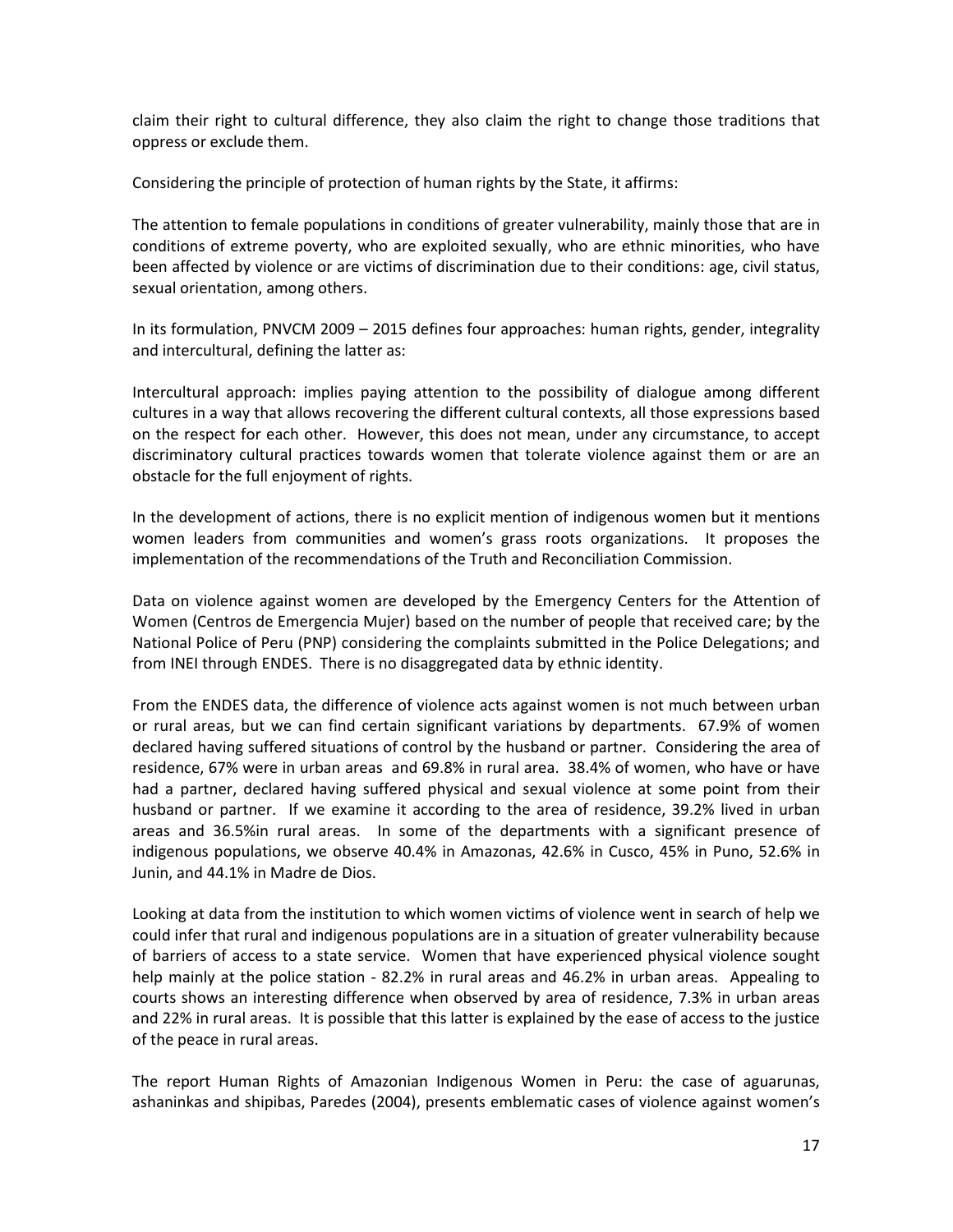claim their right to cultural difference, they also claim the right to change those traditions that oppress or exclude them.

Considering the principle of protection of human rights by the State, it affirms:

The attention to female populations in conditions of greater vulnerability, mainly those that are in conditions of extreme poverty, who are exploited sexually, who are ethnic minorities, who have been affected by violence or are victims of discrimination due to their conditions: age, civil status, sexual orientation, among others.

In its formulation, PNVCM 2009 – 2015 defines four approaches: human rights, gender, integrality and intercultural, defining the latter as:

Intercultural approach: implies paying attention to the possibility of dialogue among different cultures in a way that allows recovering the different cultural contexts, all those expressions based on the respect for each other. However, this does not mean, under any circumstance, to accept discriminatory cultural practices towards women that tolerate violence against them or are an obstacle for the full enjoyment of rights.

In the development of actions, there is no explicit mention of indigenous women but it mentions women leaders from communities and women's grass roots organizations. It proposes the implementation of the recommendations of the Truth and Reconciliation Commission.

Data on violence against women are developed by the Emergency Centers for the Attention of Women (Centros de Emergencia Mujer) based on the number of people that received care; by the National Police of Peru (PNP) considering the complaints submitted in the Police Delegations; and from INEI through ENDES. There is no disaggregated data by ethnic identity.

From the ENDES data, the difference of violence acts against women is not much between urban or rural areas, but we can find certain significant variations by departments. 67.9% of women declared having suffered situations of control by the husband or partner. Considering the area of residence, 67% were in urban areas and 69.8% in rural area. 38.4% of women, who have or have had a partner, declared having suffered physical and sexual violence at some point from their husband or partner. If we examine it according to the area of residence, 39.2% lived in urban areas and 36.5%in rural areas. In some of the departments with a significant presence of indigenous populations, we observe 40.4% in Amazonas, 42.6% in Cusco, 45% in Puno, 52.6% in Junin, and 44.1% in Madre de Dios.

Looking at data from the institution to which women victims of violence went in search of help we could infer that rural and indigenous populations are in a situation of greater vulnerability because of barriers of access to a state service. Women that have experienced physical violence sought help mainly at the police station - 82.2% in rural areas and 46.2% in urban areas. Appealing to courts shows an interesting difference when observed by area of residence, 7.3% in urban areas and 22% in rural areas. It is possible that this latter is explained by the ease of access to the justice of the peace in rural areas.

The report Human Rights of Amazonian Indigenous Women in Peru: the case of aguarunas, ashaninkas and shipibas, Paredes (2004), presents emblematic cases of violence against women's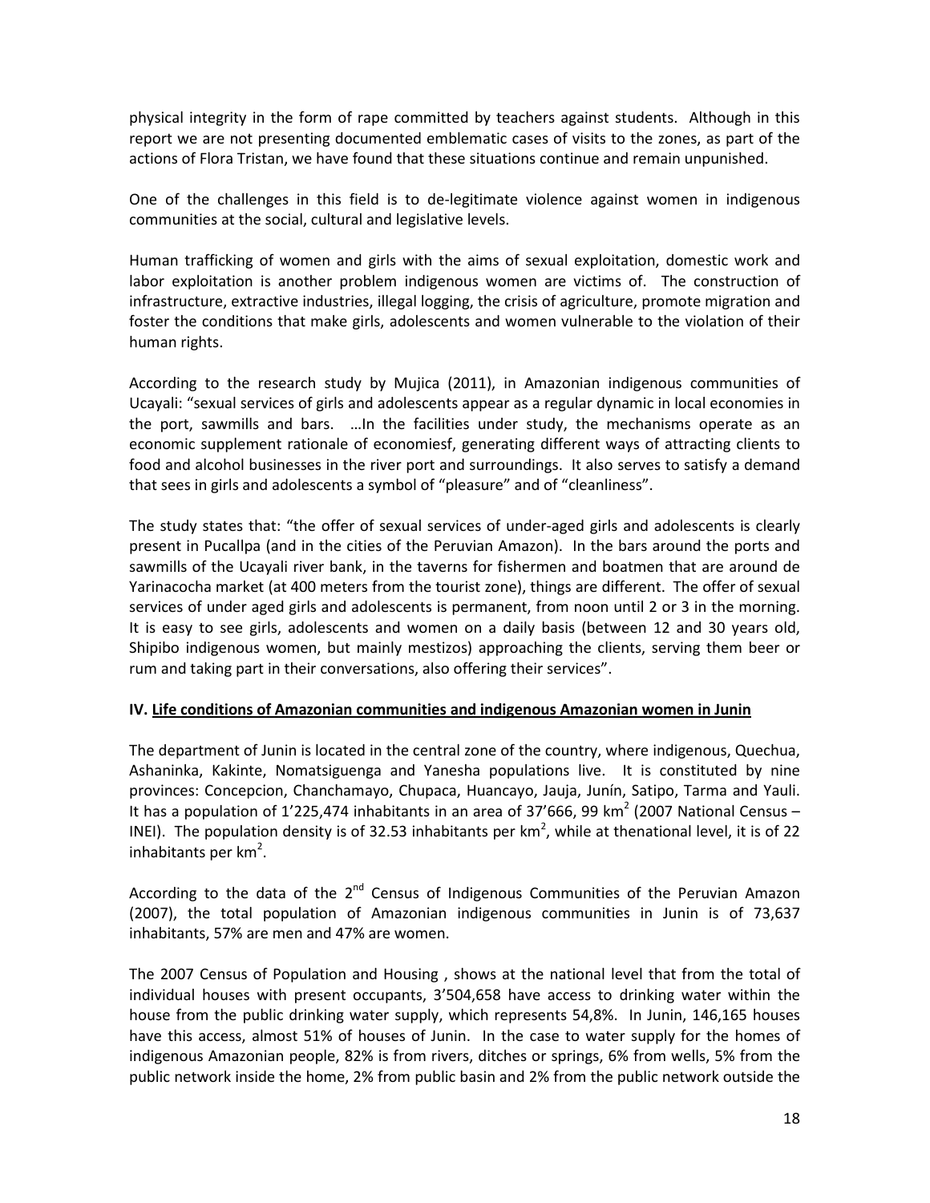physical integrity in the form of rape committed by teachers against students. Although in this report we are not presenting documented emblematic cases of visits to the zones, as part of the actions of Flora Tristan, we have found that these situations continue and remain unpunished.

One of the challenges in this field is to de-legitimate violence against women in indigenous communities at the social, cultural and legislative levels.

Human trafficking of women and girls with the aims of sexual exploitation, domestic work and labor exploitation is another problem indigenous women are victims of. The construction of infrastructure, extractive industries, illegal logging, the crisis of agriculture, promote migration and foster the conditions that make girls, adolescents and women vulnerable to the violation of their human rights.

According to the research study by Mujica (2011), in Amazonian indigenous communities of Ucayali: "sexual services of girls and adolescents appear as a regular dynamic in local economies in the port, sawmills and bars. …In the facilities under study, the mechanisms operate as an economic supplement rationale of economiesf, generating different ways of attracting clients to food and alcohol businesses in the river port and surroundings. It also serves to satisfy a demand that sees in girls and adolescents a symbol of "pleasure" and of "cleanliness".

The study states that: "the offer of sexual services of under-aged girls and adolescents is clearly present in Pucallpa (and in the cities of the Peruvian Amazon). In the bars around the ports and sawmills of the Ucayali river bank, in the taverns for fishermen and boatmen that are around de Yarinacocha market (at 400 meters from the tourist zone), things are different. The offer of sexual services of under aged girls and adolescents is permanent, from noon until 2 or 3 in the morning. It is easy to see girls, adolescents and women on a daily basis (between 12 and 30 years old, Shipibo indigenous women, but mainly mestizos) approaching the clients, serving them beer or rum and taking part in their conversations, also offering their services".

## IV. Life conditions of Amazonian communities and indigenous Amazonian women in Junin

The department of Junin is located in the central zone of the country, where indigenous, Quechua, Ashaninka, Kakinte, Nomatsiguenga and Yanesha populations live. It is constituted by nine provinces: Concepcion, Chanchamayo, Chupaca, Huancayo, Jauja, Junín, Satipo, Tarma and Yauli. It has a population of 1'225,474 inhabitants in an area of 37'666, 99 km$^2$ (2007 National Census – INEI). The population density is of 32.53 inhabitants per km$^2$, while at thenational level, it is of 22 inhabitants per km$^2$.

According to the data of the 2$^{nd}$ Census of Indigenous Communities of the Peruvian Amazon (2007), the total population of Amazonian indigenous communities in Junin is of 73,637 inhabitants, 57% are men and 47% are women.

The 2007 Census of Population and Housing , shows at the national level that from the total of individual houses with present occupants, 3'504,658 have access to drinking water within the house from the public drinking water supply, which represents 54,8%. In Junin, 146,165 houses have this access, almost 51% of houses of Junin. In the case to water supply for the homes of indigenous Amazonian people, 82% is from rivers, ditches or springs, 6% from wells, 5% from the public network inside the home, 2% from public basin and 2% from the public network outside the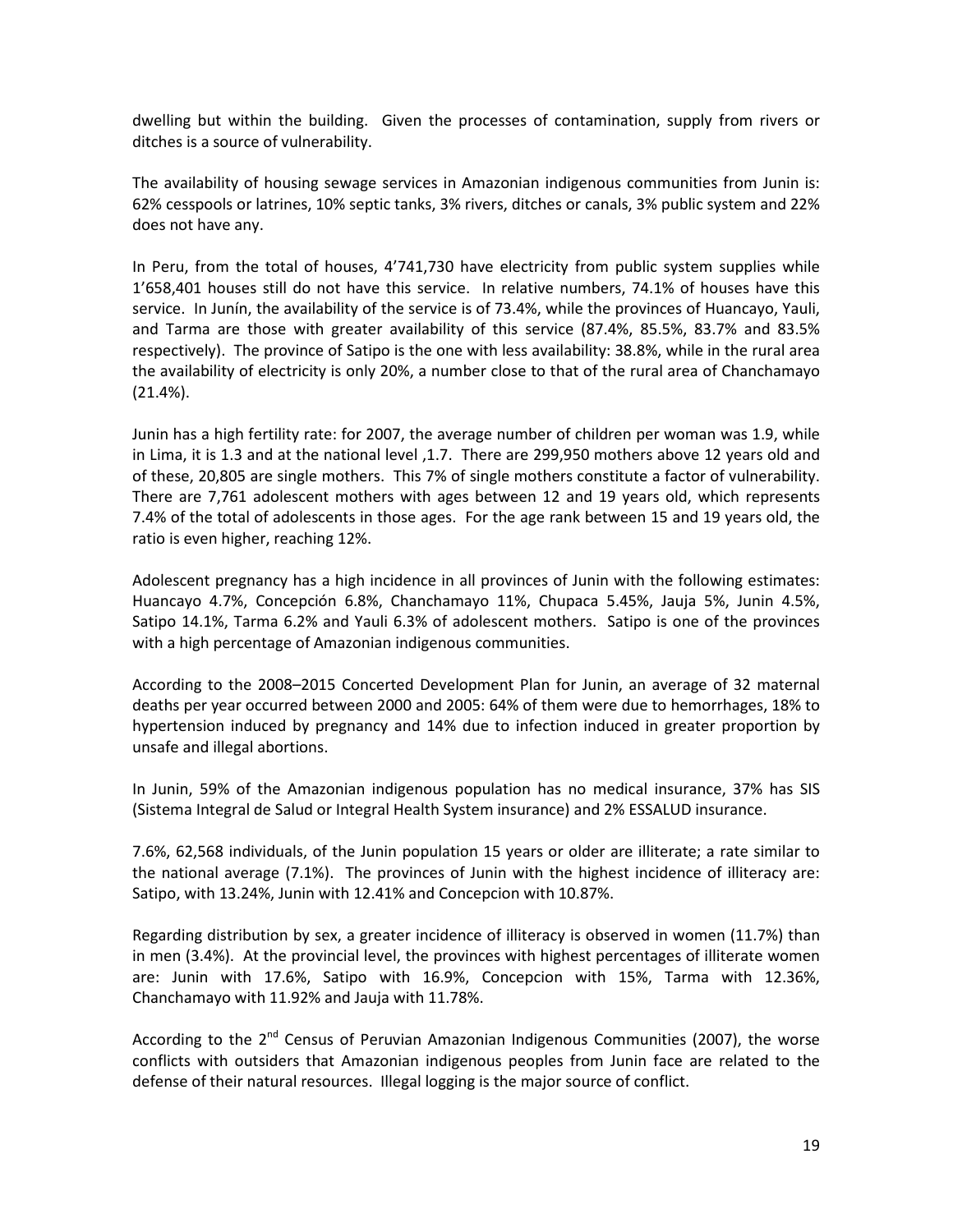dwelling but within the building. Given the processes of contamination, supply from rivers or ditches is a source of vulnerability.

The availability of housing sewage services in Amazonian indigenous communities from Junin is: 62% cesspools or latrines, 10% septic tanks, 3% rivers, ditches or canals, 3% public system and 22% does not have any.

In Peru, from the total of houses, 4'741,730 have electricity from public system supplies while 1'658,401 houses still do not have this service. In relative numbers, 74.1% of houses have this service. In Junín, the availability of the service is of 73.4%, while the provinces of Huancayo, Yauli, and Tarma are those with greater availability of this service (87.4%, 85.5%, 83.7% and 83.5% respectively). The province of Satipo is the one with less availability: 38.8%, while in the rural area the availability of electricity is only 20%, a number close to that of the rural area of Chanchamayo (21.4%).

Junin has a high fertility rate: for 2007, the average number of children per woman was 1.9, while in Lima, it is 1.3 and at the national level ,1.7. There are 299,950 mothers above 12 years old and of these, 20,805 are single mothers. This 7% of single mothers constitute a factor of vulnerability. There are 7,761 adolescent mothers with ages between 12 and 19 years old, which represents 7.4% of the total of adolescents in those ages. For the age rank between 15 and 19 years old, the ratio is even higher, reaching 12%.

Adolescent pregnancy has a high incidence in all provinces of Junin with the following estimates: Huancayo 4.7%, Concepción 6.8%, Chanchamayo 11%, Chupaca 5.45%, Jauja 5%, Junin 4.5%, Satipo 14.1%, Tarma 6.2% and Yauli 6.3% of adolescent mothers. Satipo is one of the provinces with a high percentage of Amazonian indigenous communities.

According to the 2008–2015 Concerted Development Plan for Junin, an average of 32 maternal deaths per year occurred between 2000 and 2005: 64% of them were due to hemorrhages, 18% to hypertension induced by pregnancy and 14% due to infection induced in greater proportion by unsafe and illegal abortions.

In Junin, 59% of the Amazonian indigenous population has no medical insurance, 37% has SIS (Sistema Integral de Salud or Integral Health System insurance) and 2% ESSALUD insurance.

7.6%, 62,568 individuals, of the Junin population 15 years or older are illiterate; a rate similar to the national average (7.1%). The provinces of Junin with the highest incidence of illiteracy are: Satipo, with 13.24%, Junin with 12.41% and Concepcion with 10.87%.

Regarding distribution by sex, a greater incidence of illiteracy is observed in women (11.7%) than in men (3.4%). At the provincial level, the provinces with highest percentages of illiterate women are: Junin with 17.6%, Satipo with 16.9%, Concepcion with 15%, Tarma with 12.36%, Chanchamayo with 11.92% and Jauja with 11.78%.

According to the 2nd Census of Peruvian Amazonian Indigenous Communities (2007), the worse conflicts with outsiders that Amazonian indigenous peoples from Junin face are related to the defense of their natural resources. Illegal logging is the major source of conflict.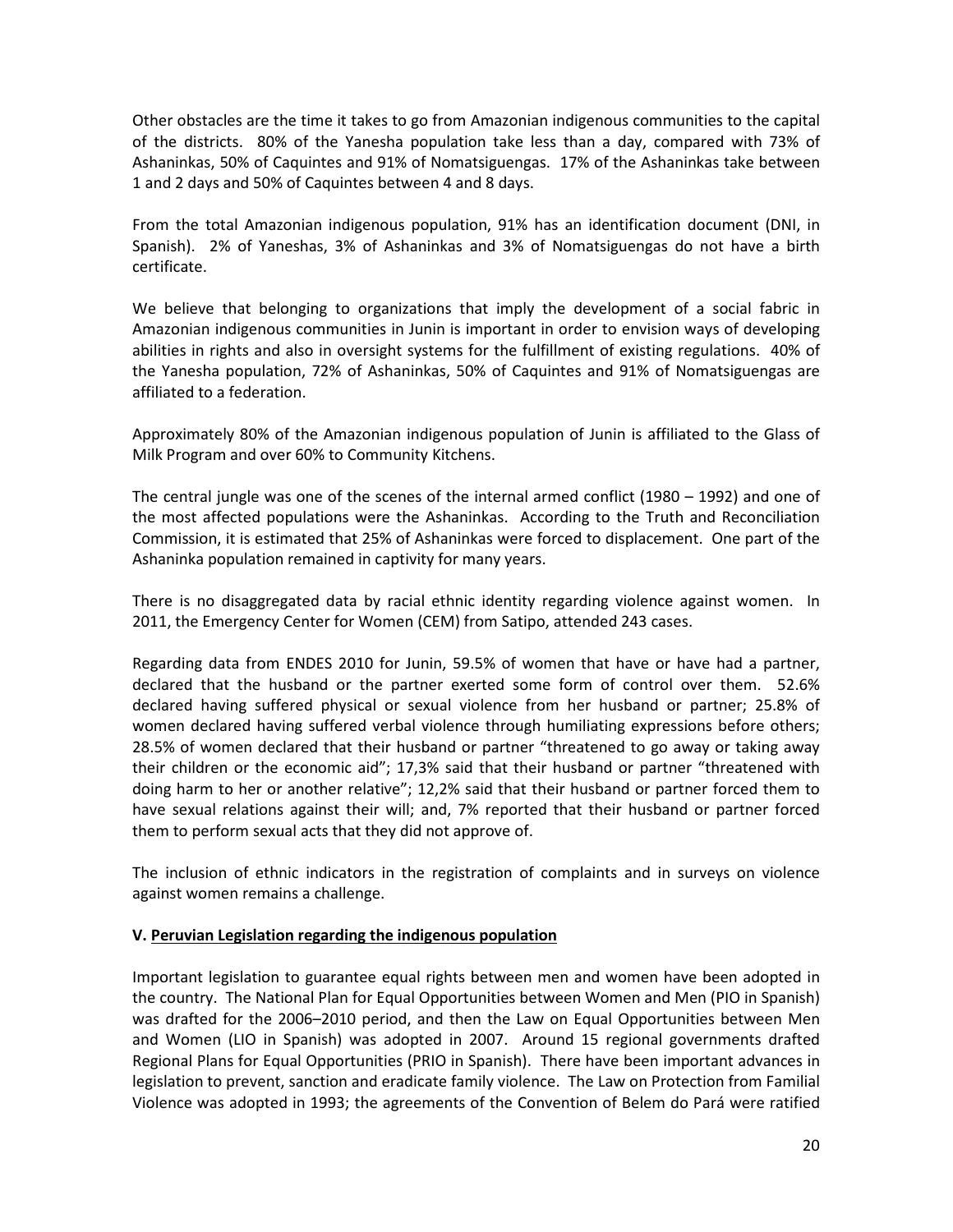Other obstacles are the time it takes to go from Amazonian indigenous communities to the capital of the districts. 80% of the Yanesha population take less than a day, compared with 73% of Ashaninkas, 50% of Caquintes and 91% of Nomatsiguengas. 17% of the Ashaninkas take between 1 and 2 days and 50% of Caquintes between 4 and 8 days.

From the total Amazonian indigenous population, 91% has an identification document (DNI, in Spanish). 2% of Yaneshas, 3% of Ashaninkas and 3% of Nomatsiguengas do not have a birth certificate.

We believe that belonging to organizations that imply the development of a social fabric in Amazonian indigenous communities in Junin is important in order to envision ways of developing abilities in rights and also in oversight systems for the fulfillment of existing regulations. 40% of the Yanesha population, 72% of Ashaninkas, 50% of Caquintes and 91% of Nomatsiguengas are affiliated to a federation.

Approximately 80% of the Amazonian indigenous population of Junin is affiliated to the Glass of Milk Program and over 60% to Community Kitchens.

The central jungle was one of the scenes of the internal armed conflict (1980 – 1992) and one of the most affected populations were the Ashaninkas. According to the Truth and Reconciliation Commission, it is estimated that 25% of Ashaninkas were forced to displacement. One part of the Ashaninka population remained in captivity for many years.

There is no disaggregated data by racial ethnic identity regarding violence against women. In 2011, the Emergency Center for Women (CEM) from Satipo, attended 243 cases.

Regarding data from ENDES 2010 for Junin, 59.5% of women that have or have had a partner, declared that the husband or the partner exerted some form of control over them. 52.6% declared having suffered physical or sexual violence from her husband or partner; 25.8% of women declared having suffered verbal violence through humiliating expressions before others; 28.5% of women declared that their husband or partner "threatened to go away or taking away their children or the economic aid"; 17,3% said that their husband or partner "threatened with doing harm to her or another relative"; 12,2% said that their husband or partner forced them to have sexual relations against their will; and, 7% reported that their husband or partner forced them to perform sexual acts that they did not approve of.

The inclusion of ethnic indicators in the registration of complaints and in surveys on violence against women remains a challenge.

## V. Peruvian Legislation regarding the indigenous population

Important legislation to guarantee equal rights between men and women have been adopted in the country. The National Plan for Equal Opportunities between Women and Men (PIO in Spanish) was drafted for the 2006–2010 period, and then the Law on Equal Opportunities between Men and Women (LIO in Spanish) was adopted in 2007. Around 15 regional governments drafted Regional Plans for Equal Opportunities (PRIO in Spanish). There have been important advances in legislation to prevent, sanction and eradicate family violence. The Law on Protection from Familial Violence was adopted in 1993; the agreements of the Convention of Belem do Pará were ratified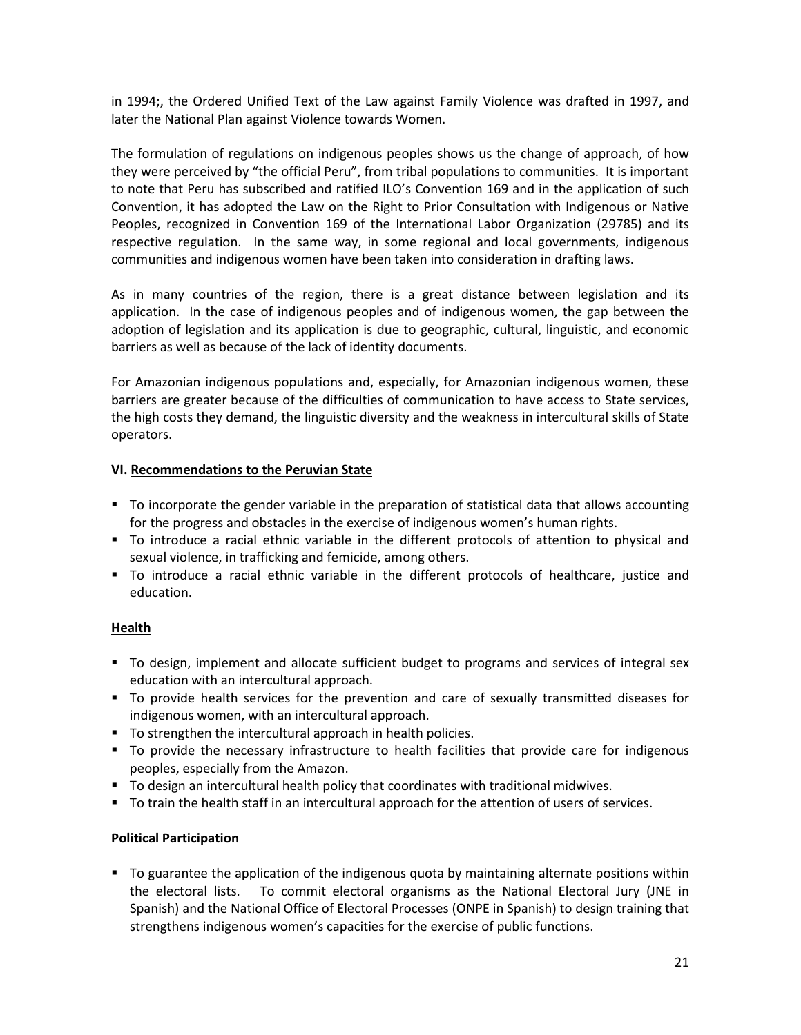in 1994;, the Ordered Unified Text of the Law against Family Violence was drafted in 1997, and later the National Plan against Violence towards Women.

The formulation of regulations on indigenous peoples shows us the change of approach, of how they were perceived by "the official Peru", from tribal populations to communities. It is important to note that Peru has subscribed and ratified ILO's Convention 169 and in the application of such Convention, it has adopted the Law on the Right to Prior Consultation with Indigenous or Native Peoples, recognized in Convention 169 of the International Labor Organization (29785) and its respective regulation. In the same way, in some regional and local governments, indigenous communities and indigenous women have been taken into consideration in drafting laws.

As in many countries of the region, there is a great distance between legislation and its application. In the case of indigenous peoples and of indigenous women, the gap between the adoption of legislation and its application is due to geographic, cultural, linguistic, and economic barriers as well as because of the lack of identity documents.

For Amazonian indigenous populations and, especially, for Amazonian indigenous women, these barriers are greater because of the difficulties of communication to have access to State services, the high costs they demand, the linguistic diversity and the weakness in intercultural skills of State operators.

## VI. Recommendations to the Peruvian State

- To incorporate the gender variable in the preparation of statistical data that allows accounting for the progress and obstacles in the exercise of indigenous women's human rights.
- To introduce a racial ethnic variable in the different protocols of attention to physical and sexual violence, in trafficking and femicide, among others.
- To introduce a racial ethnic variable in the different protocols of healthcare, justice and education.

### Health

- To design, implement and allocate sufficient budget to programs and services of integral sex education with an intercultural approach.
- To provide health services for the prevention and care of sexually transmitted diseases for indigenous women, with an intercultural approach.
- To strengthen the intercultural approach in health policies.
- To provide the necessary infrastructure to health facilities that provide care for indigenous peoples, especially from the Amazon.
- To design an intercultural health policy that coordinates with traditional midwives.
- To train the health staff in an intercultural approach for the attention of users of services.

### Political Participation

- To guarantee the application of the indigenous quota by maintaining alternate positions within the electoral lists. To commit electoral organisms as the National Electoral Jury (JNE in Spanish) and the National Office of Electoral Processes (ONPE in Spanish) to design training that strengthens indigenous women's capacities for the exercise of public functions.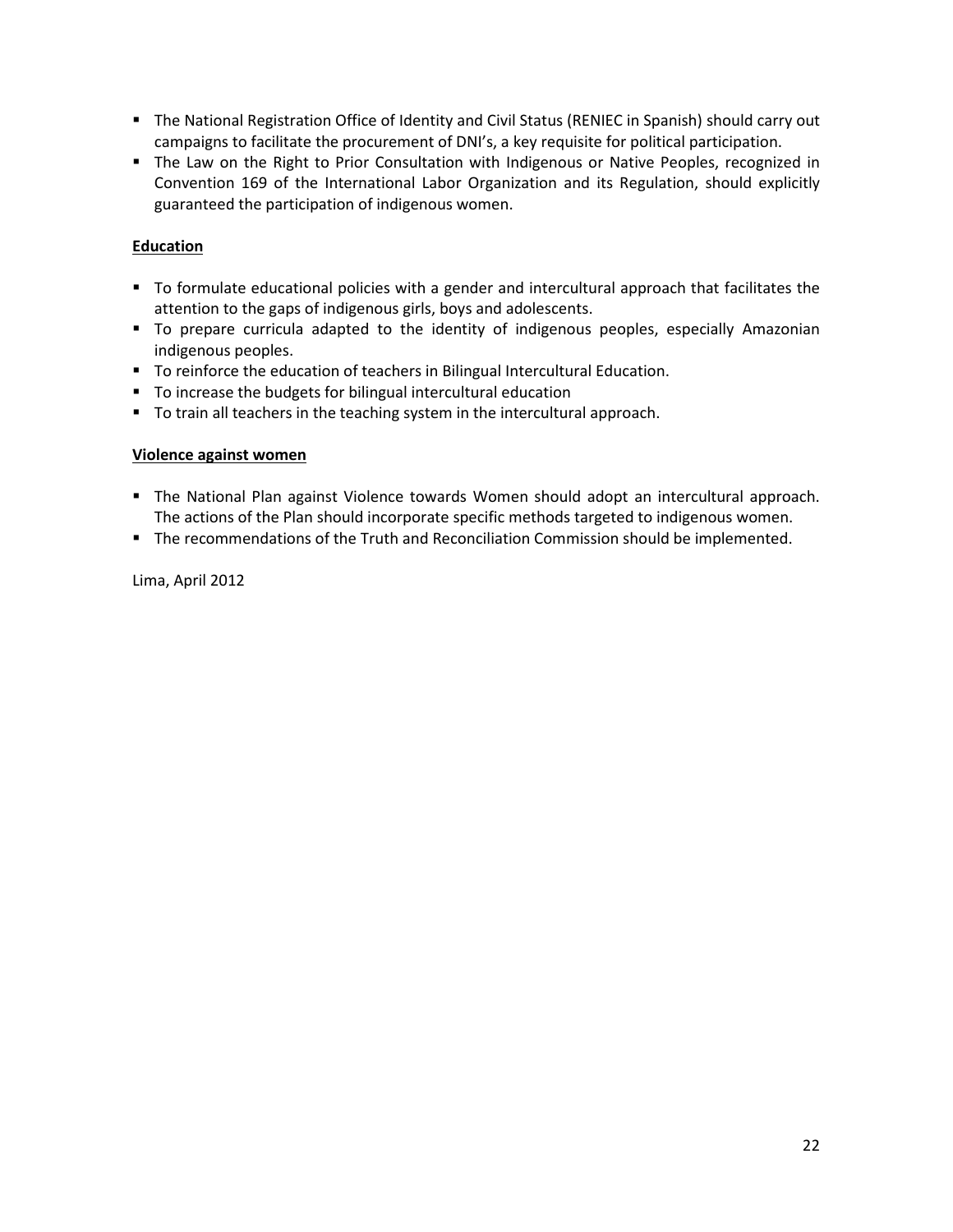- The National Registration Office of Identity and Civil Status (RENIEC in Spanish) should carry out campaigns to facilitate the procurement of DNI's, a key requisite for political participation.
- The Law on the Right to Prior Consultation with Indigenous or Native Peoples, recognized in Convention 169 of the International Labor Organization and its Regulation, should explicitly guaranteed the participation of indigenous women.

**Education**

- To formulate educational policies with a gender and intercultural approach that facilitates the attention to the gaps of indigenous girls, boys and adolescents.
- To prepare curricula adapted to the identity of indigenous peoples, especially Amazonian indigenous peoples.
- To reinforce the education of teachers in Bilingual Intercultural Education.
- To increase the budgets for bilingual intercultural education
- To train all teachers in the teaching system in the intercultural approach.

**Violence against women**

- The National Plan against Violence towards Women should adopt an intercultural approach. The actions of the Plan should incorporate specific methods targeted to indigenous women.
- The recommendations of the Truth and Reconciliation Commission should be implemented.

Lima, April 2012